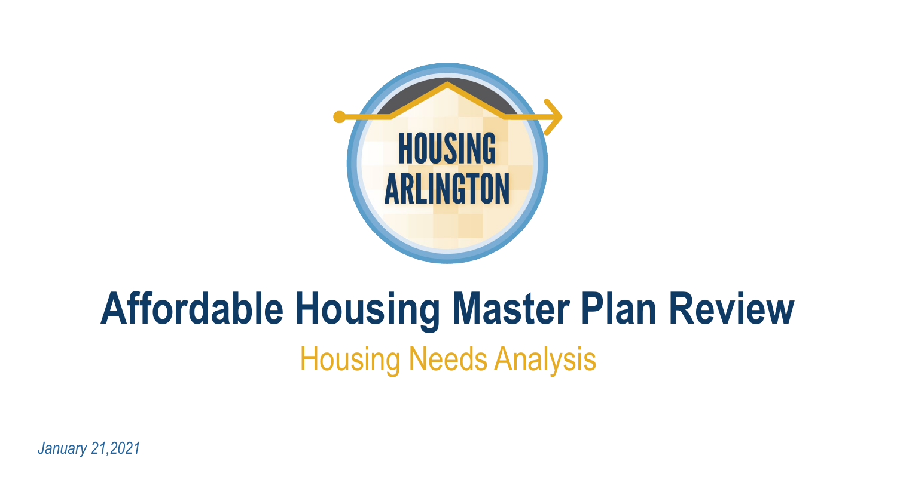HOUSING ARLINGTON

# Affordable Housing Master Plan Review

## Housing Needs Analysis

*January 21,2021*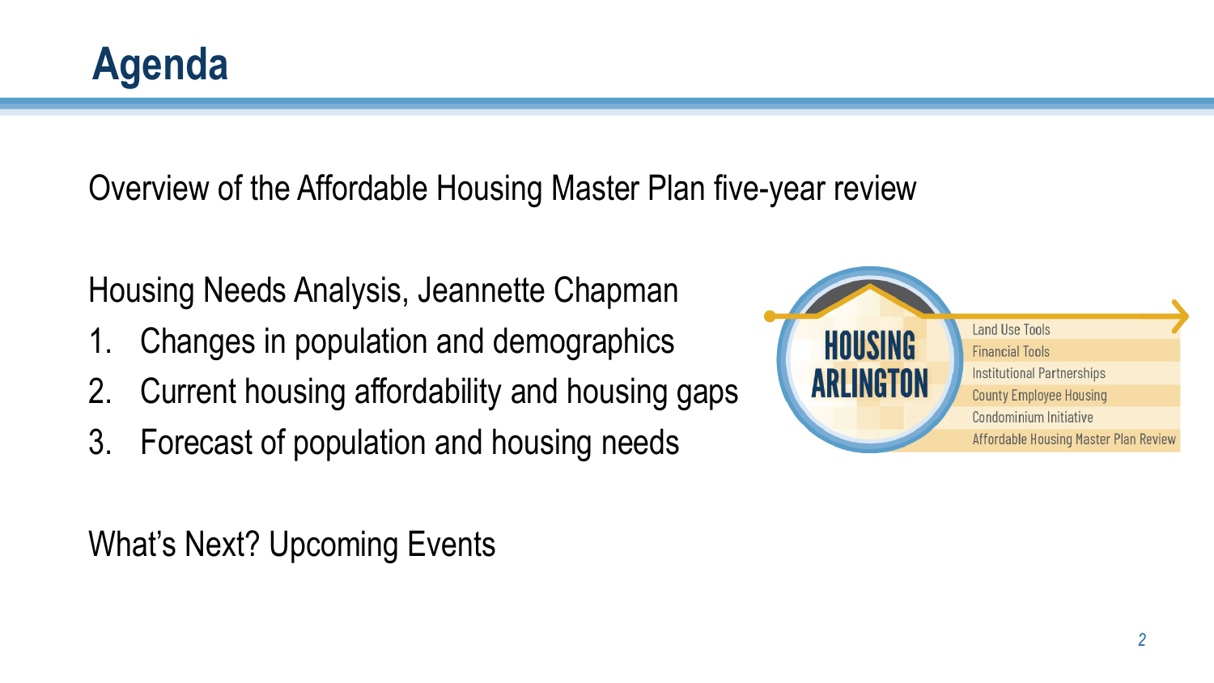# Agenda

Overview of the Affordable Housing Master Plan five-year review

Housing Needs Analysis, Jeannette Chapman

1. Changes in population and demographics
2. Current housing affordability and housing gaps
3. Forecast of population and housing needs

What's Next? Upcoming Events

HOUSING ARLINGTON

- Land Use Tools
- Financial Tools
- Institutional Partnerships
- County Employee Housing
- Condominium Initiative
- Affordable Housing Master Plan Review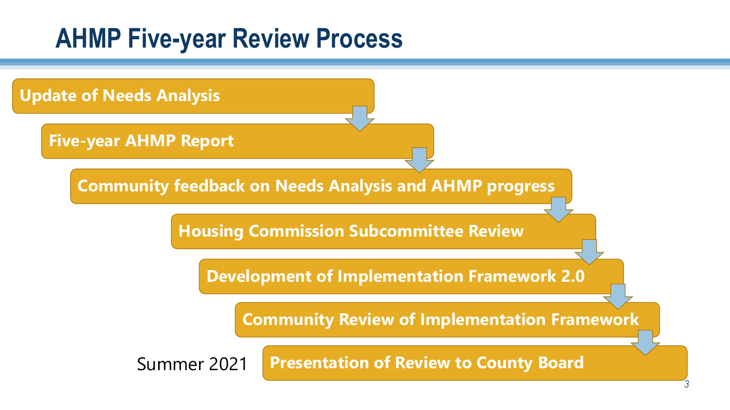# AHMP Five-year Review Process

1. Update of Needs Analysis
2. Five-year AHMP Report
3. Community feedback on Needs Analysis and AHMP progress
4. Housing Commission Subcommittee Review
5. Development of Implementation Framework 2.0
6. Community Review of Implementation Framework
7. Presentation of Review to County Board

Summer 2021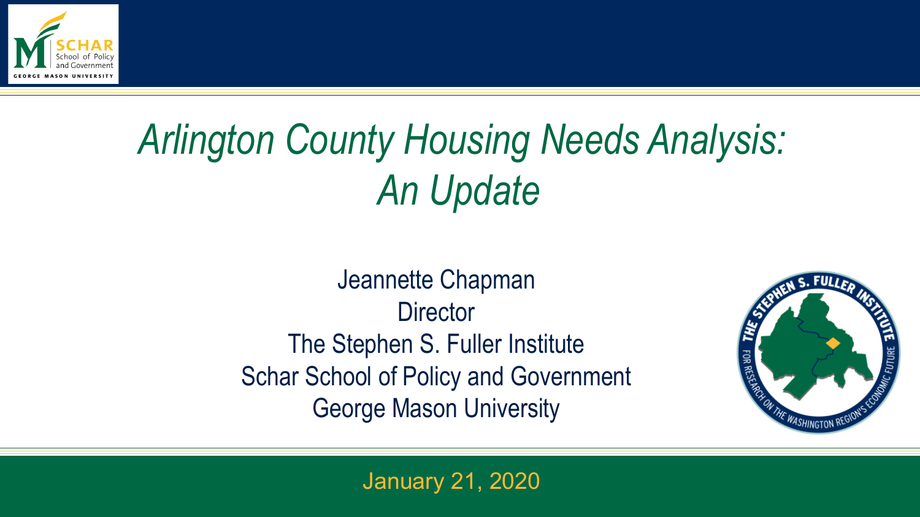# *Arlington County Housing Needs Analysis: An Update*

Jeannette Chapman
Director
The Stephen S. Fuller Institute
Schar School of Policy and Government
George Mason University

January 21, 2020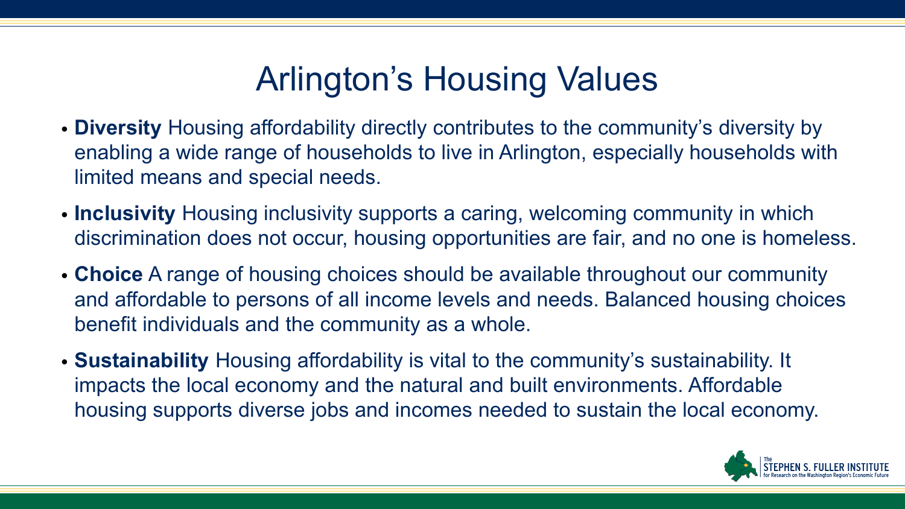# Arlington's Housing Values

- **Diversity** Housing affordability directly contributes to the community's diversity by enabling a wide range of households to live in Arlington, especially households with limited means and special needs.
- **Inclusivity** Housing inclusivity supports a caring, welcoming community in which discrimination does not occur, housing opportunities are fair, and no one is homeless.
- **Choice** A range of housing choices should be available throughout our community and affordable to persons of all income levels and needs. Balanced housing choices benefit individuals and the community as a whole.
- **Sustainability** Housing affordability is vital to the community's sustainability. It impacts the local economy and the natural and built environments. Affordable housing supports diverse jobs and incomes needed to sustain the local economy.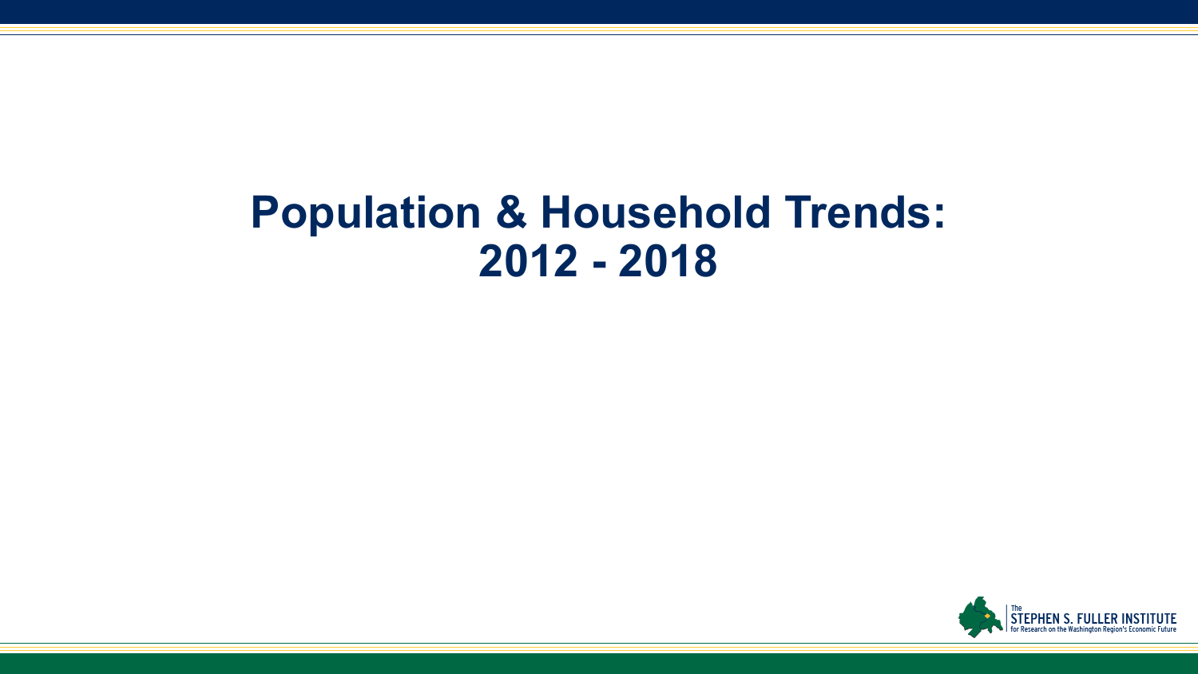# Population & Household Trends: 2012 - 2018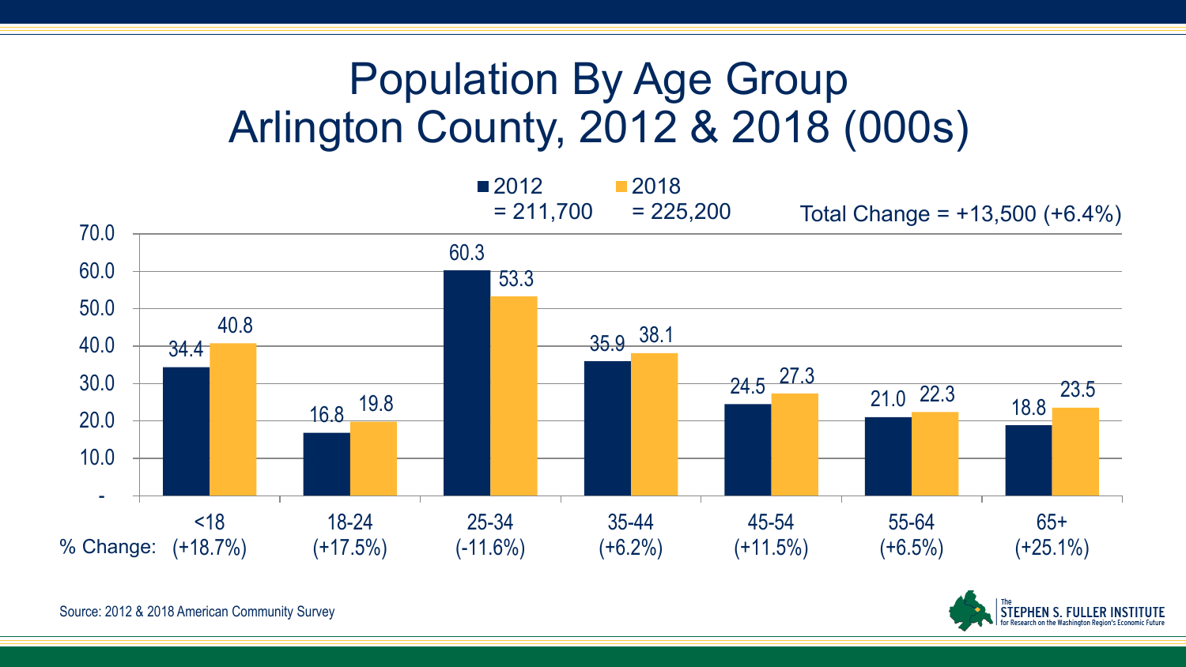# Population By Age Group
# Arlington County, 2012 & 2018 (000s)

2012 = 211,700 | 2018 = 225,200 | Total Change = +13,500 (+6.4%)

| Age Group | 2012 | 2018 | % Change |
|---|---|---|---|
| <18 | 34.4 | 40.8 | (+18.7%) |
| 18-24 | 16.8 | 19.8 | (+17.5%) |
| 25-34 | 60.3 | 53.3 | (-11.6%) |
| 35-44 | 35.9 | 38.1 | (+6.2%) |
| 45-54 | 24.5 | 27.3 | (+11.5%) |
| 55-64 | 21.0 | 22.3 | (+6.5%) |
| 65+ | 18.8 | 23.5 | (+25.1%) |

Source: 2012 & 2018 American Community Survey

The Stephen S. Fuller Institute for Research on the Washington Region's Economic Future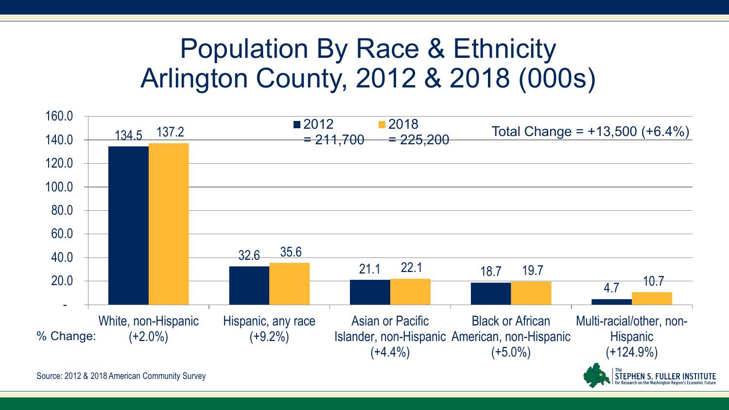# Population By Race & Ethnicity
## Arlington County, 2012 & 2018 (000s)

■ 2012 = 211,700 ■ 2018 = 225,200

Total Change = +13,500 (+6.4%)

| Race & Ethnicity | 2012 | 2018 | % Change |
|---|---|---|---|
| White, non-Hispanic | 134.5 | 137.2 | (+2.0%) |
| Hispanic, any race | 32.6 | 35.6 | (+9.2%) |
| Asian or Pacific Islander, non-Hispanic | 21.1 | 22.1 | (+4.4%) |
| Black or African American, non-Hispanic | 18.7 | 19.7 | (+5.0%) |
| Multi-racial/other, non-Hispanic | 4.7 | 10.7 | (+124.9%) |

Source: 2012 & 2018 American Community Survey

The Stephen S. Fuller Institute for Research on the Washington Region's Economic Future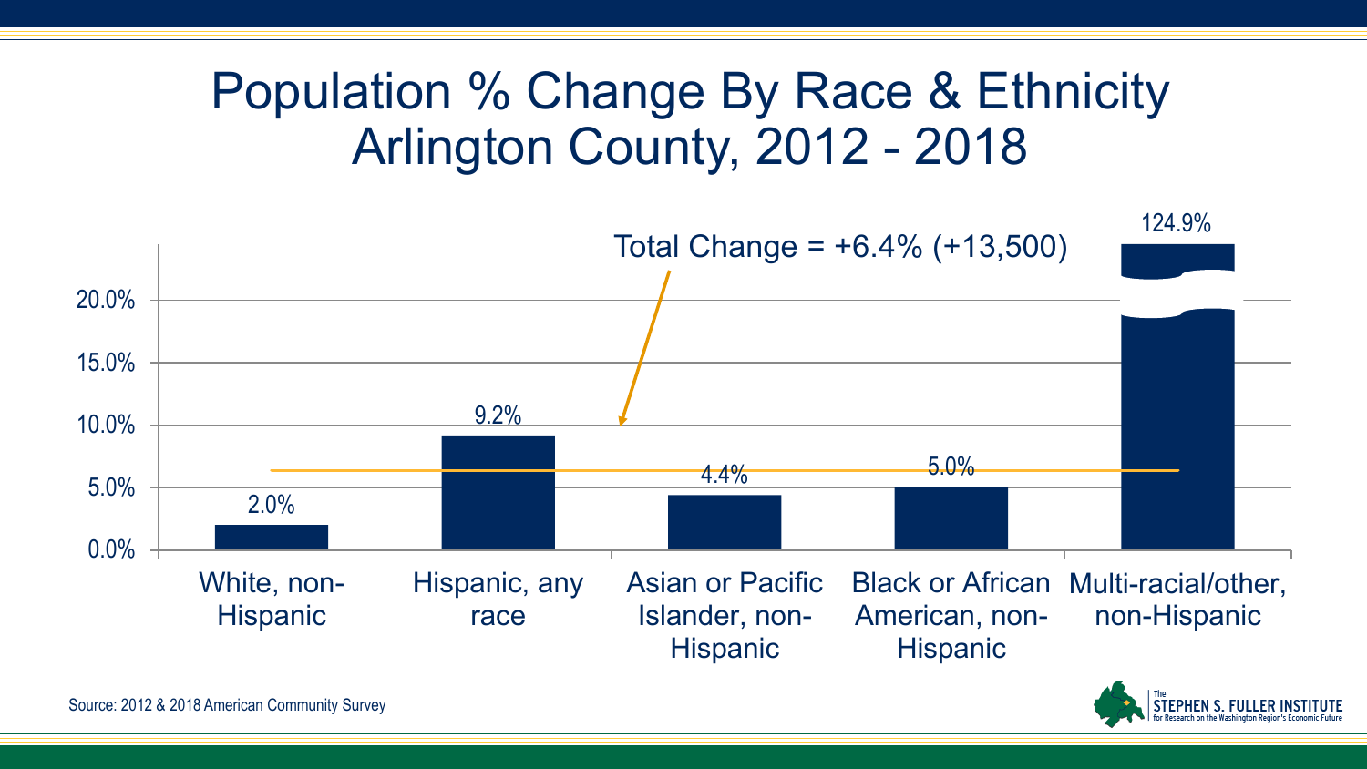# Population % Change By Race & Ethnicity Arlington County, 2012 - 2018

Total Change = +6.4% (+13,500)

| Race & Ethnicity | % Change |
| --- | --- |
| White, non-Hispanic | 2.0% |
| Hispanic, any race | 9.2% |
| Asian or Pacific Islander, non-Hispanic | 4.4% |
| Black or African American, non-Hispanic | 5.0% |
| Multi-racial/other, non-Hispanic | 124.9% |

Source: 2012 & 2018 American Community Survey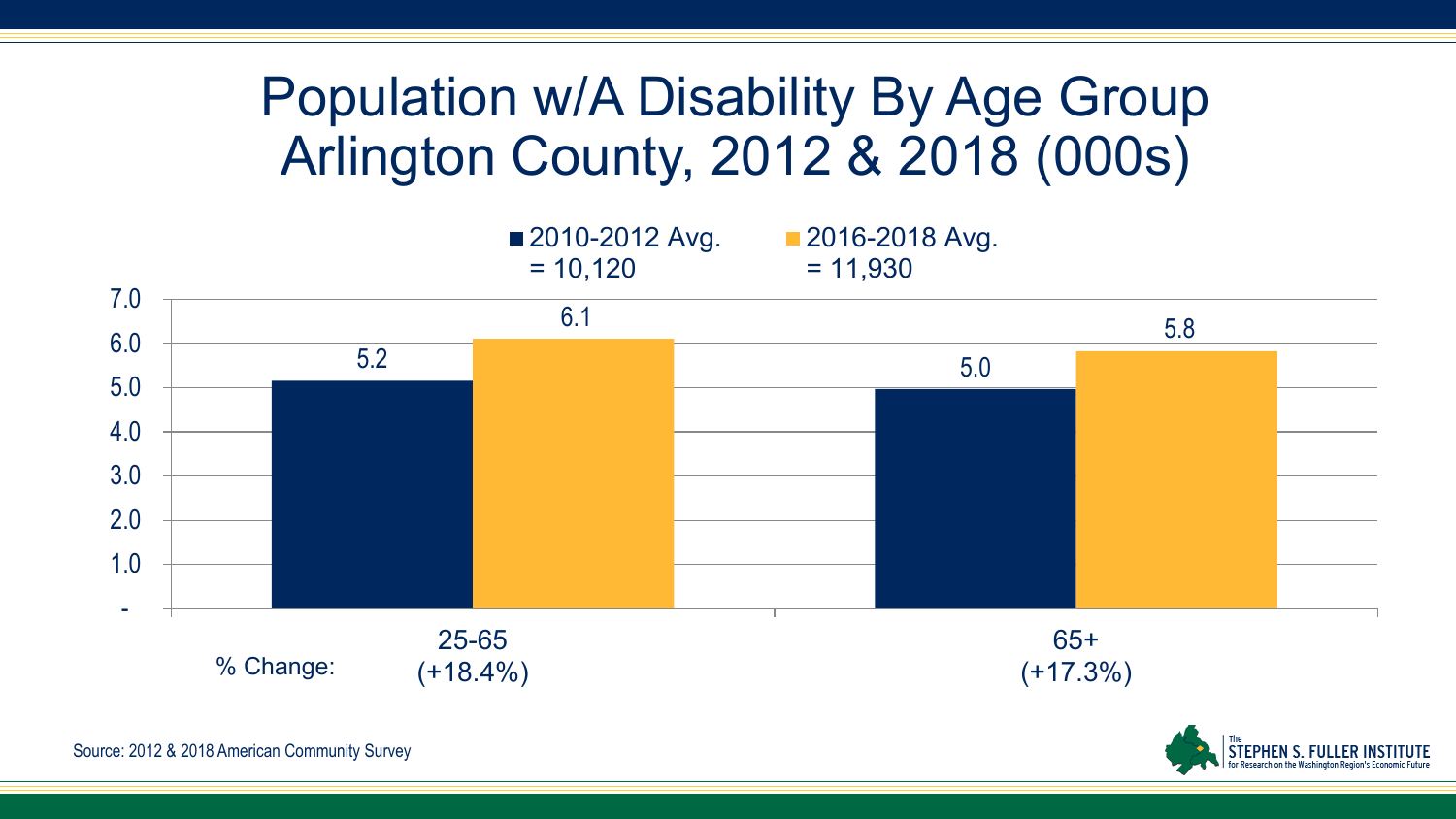# Population w/A Disability By Age Group Arlington County, 2012 & 2018 (000s)

| Age Group | 2010-2012 Avg. = 10,120 | 2016-2018 Avg. = 11,930 | % Change |
| --- | --- | --- | --- |
| 25-65 | 5.2 | 6.1 | +18.4% |
| 65+ | 5.0 | 5.8 | +17.3% |

Source: 2012 & 2018 American Community Survey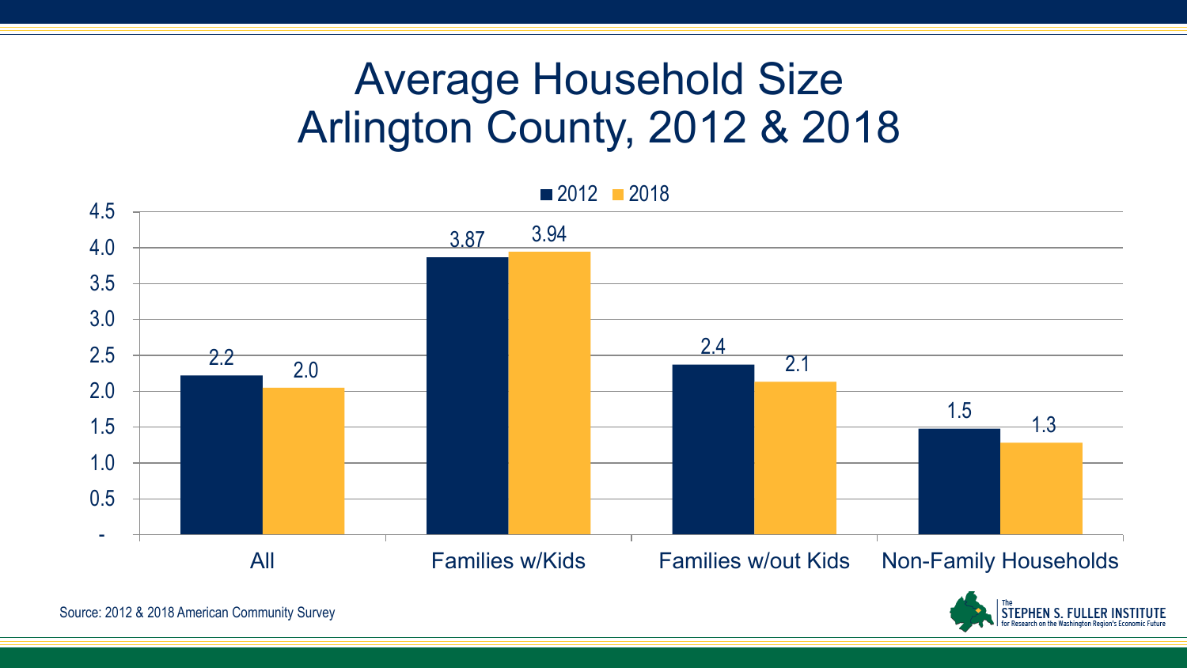# Average Household Size
## Arlington County, 2012 & 2018

| | 2012 | 2018 |
|---|---|---|
| All | 2.2 | 2.0 |
| Families w/Kids | 3.87 | 3.94 |
| Families w/out Kids | 2.4 | 2.1 |
| Non-Family Households | 1.5 | 1.3 |

Source: 2012 & 2018 American Community Survey

The Stephen S. Fuller Institute for Research on the Washington Region's Economic Future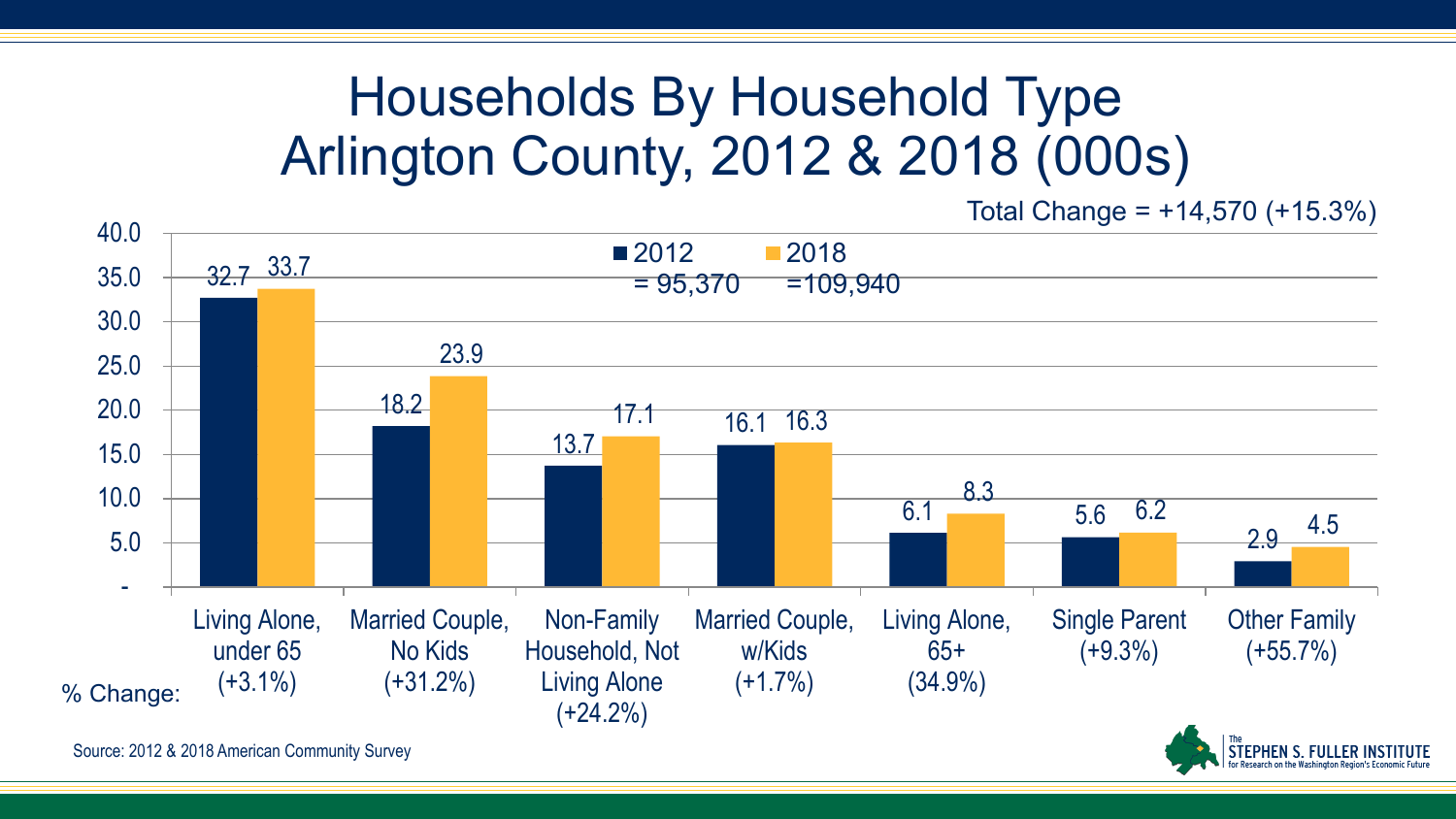# Households By Household Type Arlington County, 2012 & 2018 (000s)

Total Change = +14,570 (+15.3%)

| Household Type | 2012 (= 95,370) | 2018 (=109,940) | % Change |
|---|---|---|---|
| Living Alone, under 65 | 32.7 | 33.7 | (+3.1%) |
| Married Couple, No Kids | 18.2 | 23.9 | (+31.2%) |
| Non-Family Household, Not Living Alone | 13.7 | 17.1 | (+24.2%) |
| Married Couple, w/Kids | 16.1 | 16.3 | (+1.7%) |
| Living Alone, 65+ | 6.1 | 8.3 | (34.9%) |
| Single Parent | 5.6 | 6.2 | (+9.3%) |
| Other Family | 2.9 | 4.5 | (+55.7%) |

Source: 2012 & 2018 American Community Survey

The Stephen S. Fuller Institute for Research on the Washington Region's Economic Future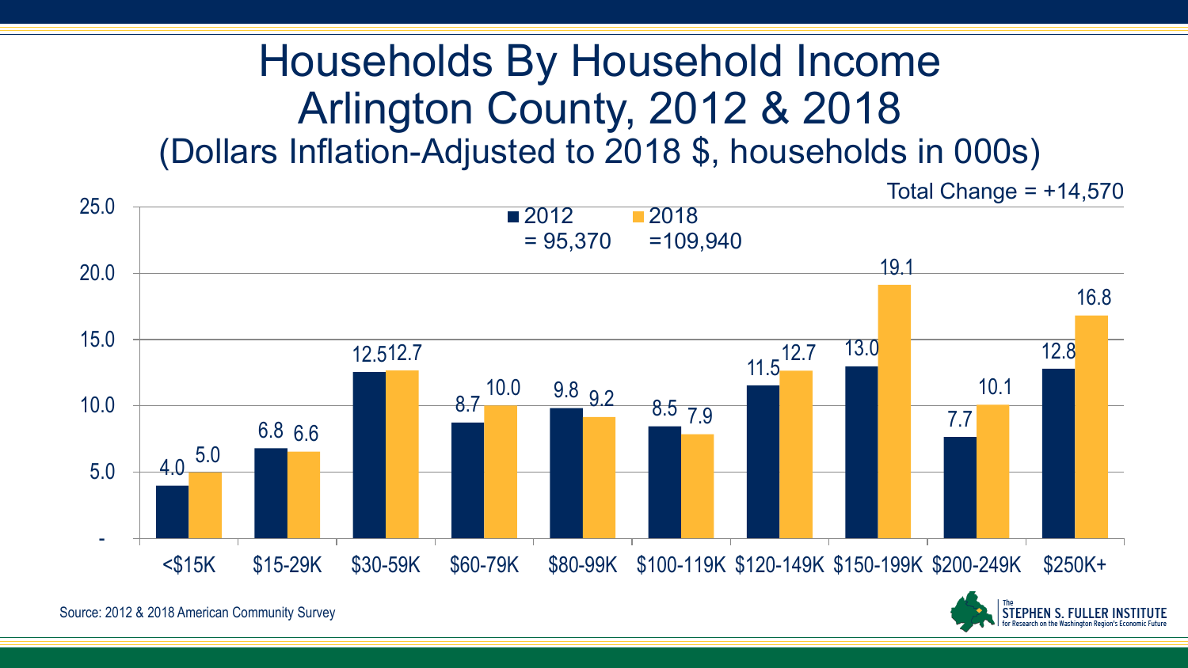# Households By Household Income Arlington County, 2012 & 2018

## (Dollars Inflation-Adjusted to 2018 $, households in 000s)

Total Change = +14,570

| Income | 2012 = 95,370 | 2018 =109,940 |
|---|---|---|
| <$15K | 4.0 | 5.0 |
| $15-29K | 6.8 | 6.6 |
| $30-59K | 12.5 | 12.7 |
| $60-79K | 8.7 | 10.0 |
| $80-99K | 9.8 | 9.2 |
| $100-119K | 8.5 | 7.9 |
| $120-149K | 11.5 | 12.7 |
| $150-199K | 13.0 | 19.1 |
| $200-249K | 7.7 | 10.1 |
| $250K+ | 12.8 | 16.8 |

Source: 2012 & 2018 American Community Survey

The Stephen S. Fuller Institute for Research on the Washington Region's Economic Future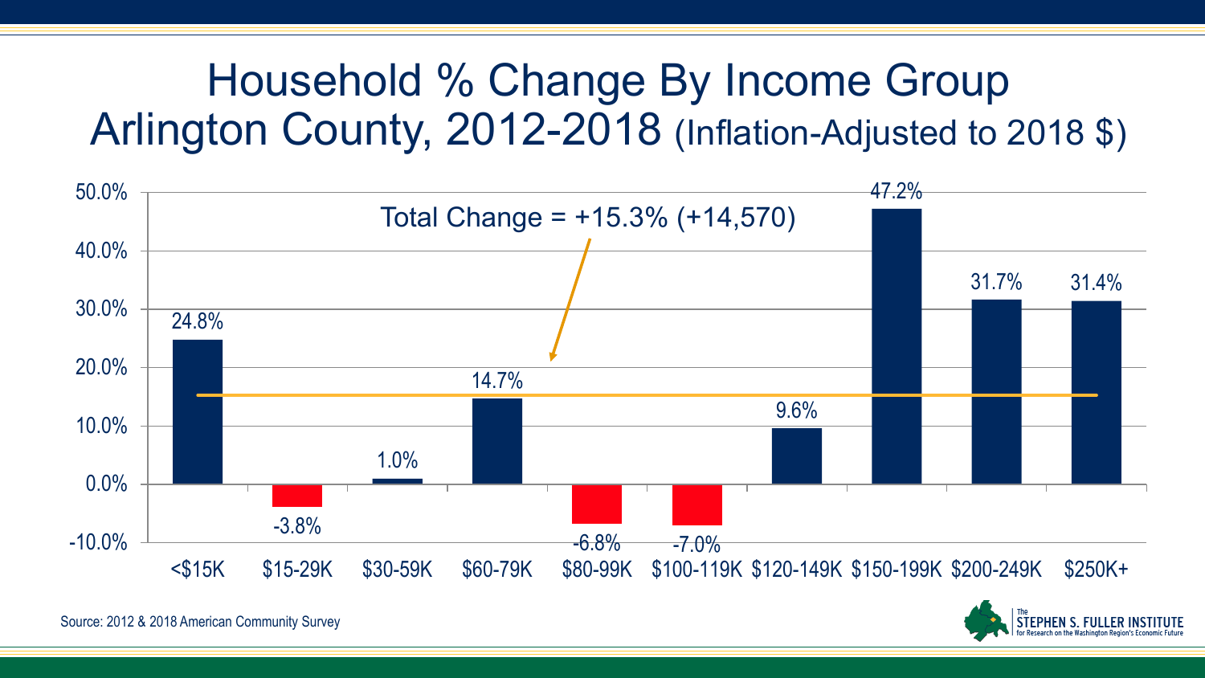# Household % Change By Income Group
## Arlington County, 2012-2018 (Inflation-Adjusted to 2018 $)

Total Change = +15.3% (+14,570)

| Income Group | % Change |
|---|---|
| <$15K | 24.8% |
| $15-29K | -3.8% |
| $30-59K | 1.0% |
| $60-79K | 14.7% |
| $80-99K | -6.8% |
| $100-119K | -7.0% |
| $120-149K | 9.6% |
| $150-199K | 47.2% |
| $200-249K | 31.7% |
| $250K+ | 31.4% |

Source: 2012 & 2018 American Community Survey

The Stephen S. Fuller Institute for Research on the Washington Region's Economic Future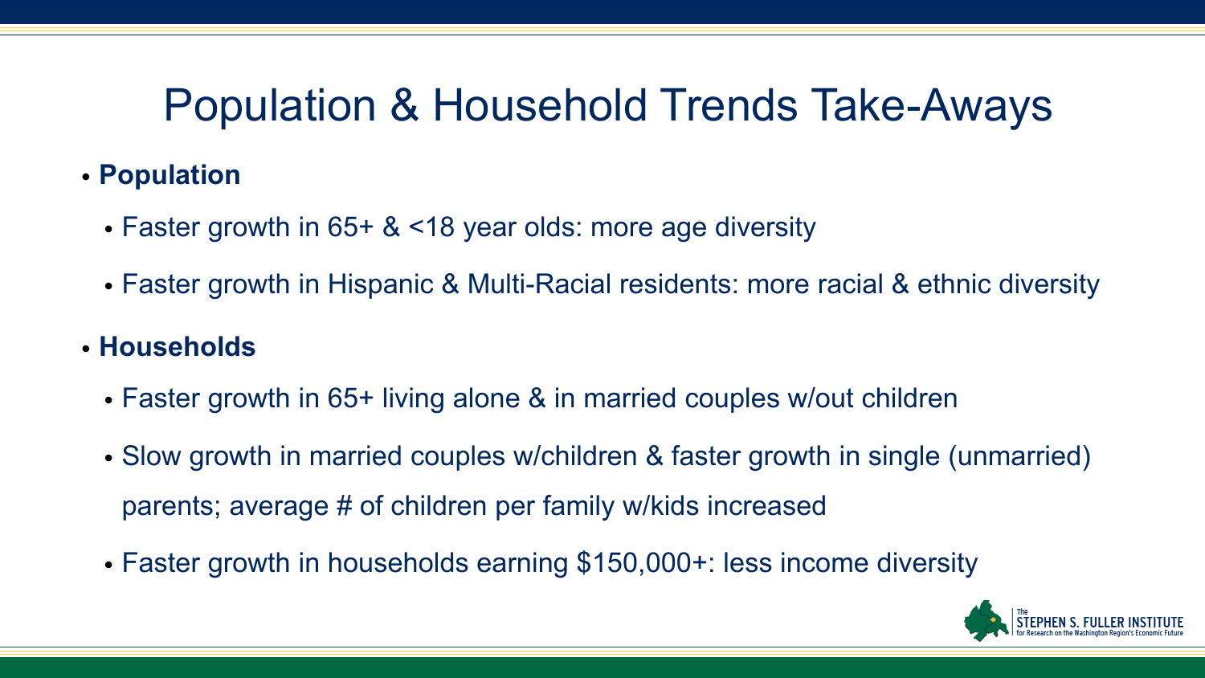# Population & Household Trends Take-Aways

- **Population**
  - Faster growth in 65+ & <18 year olds: more age diversity
  - Faster growth in Hispanic & Multi-Racial residents: more racial & ethnic diversity
- **Households**
  - Faster growth in 65+ living alone & in married couples w/out children
  - Slow growth in married couples w/children & faster growth in single (unmarried) parents; average # of children per family w/kids increased
  - Faster growth in households earning $150,000+: less income diversity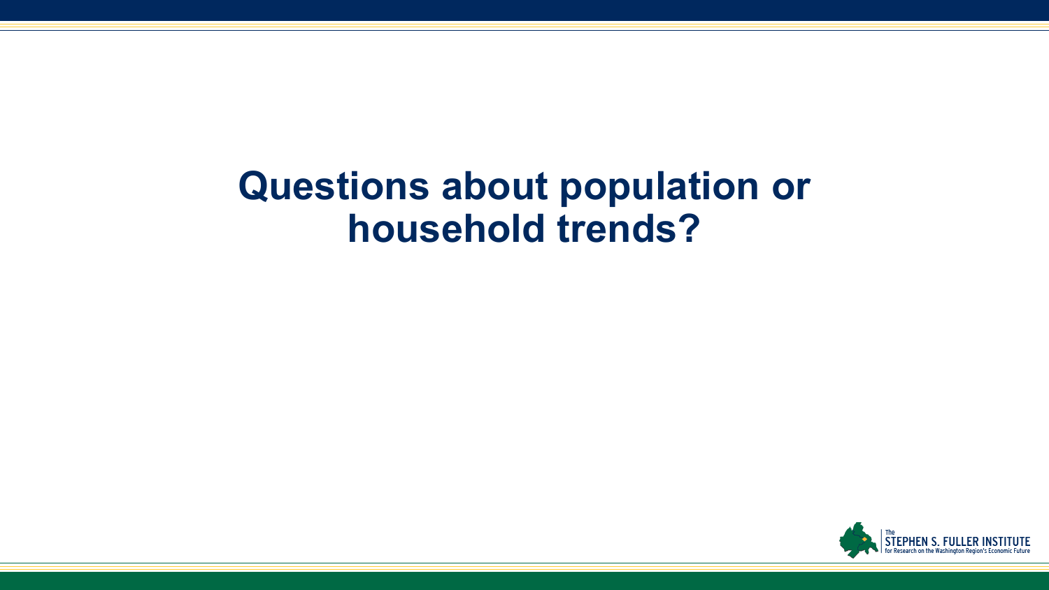# Questions about population or household trends?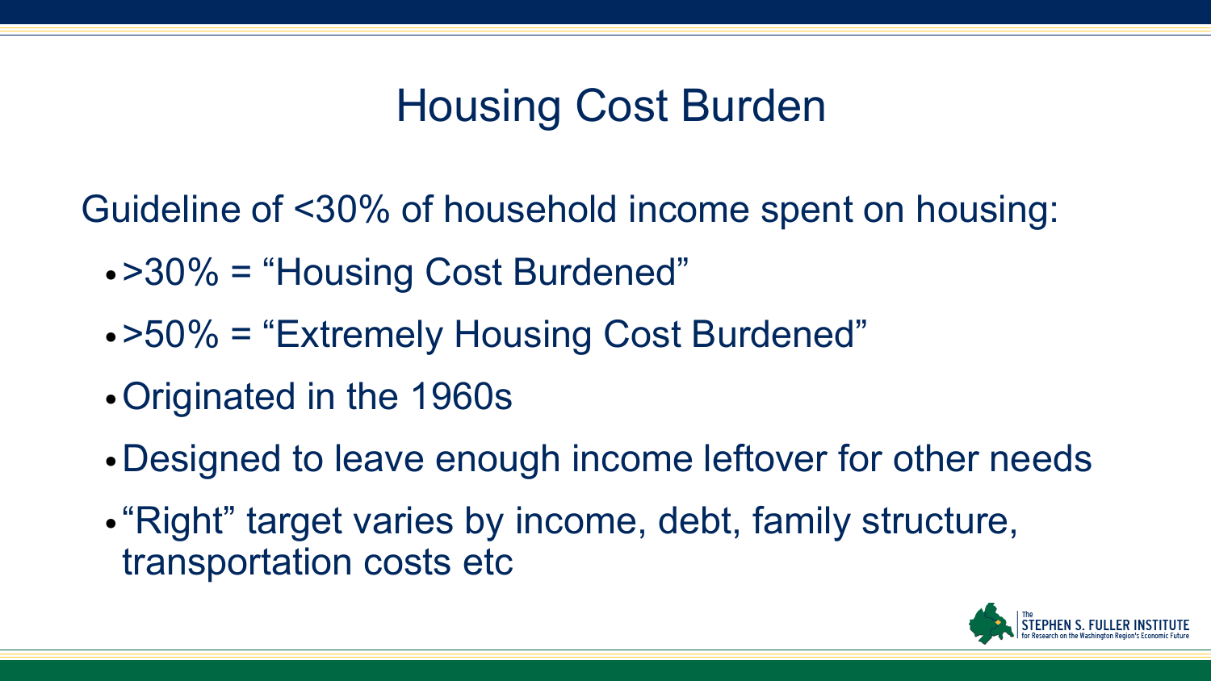# Housing Cost Burden

Guideline of <30% of household income spent on housing:

- >30% = "Housing Cost Burdened"
- >50% = "Extremely Housing Cost Burdened"
- Originated in the 1960s
- Designed to leave enough income leftover for other needs
- "Right" target varies by income, debt, family structure, transportation costs etc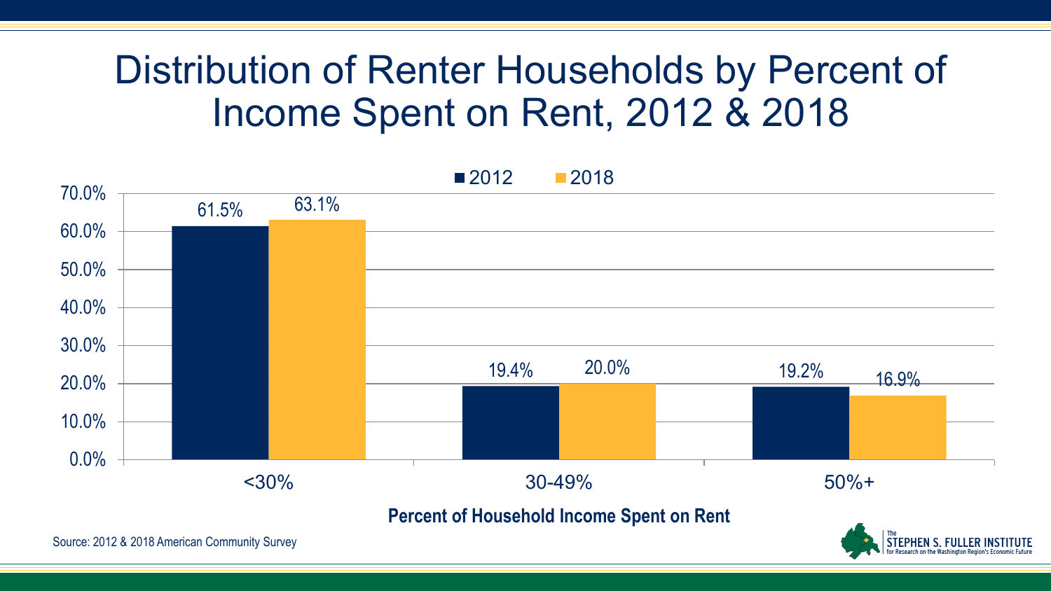# Distribution of Renter Households by Percent of Income Spent on Rent, 2012 & 2018

| Percent of Household Income Spent on Rent | 2012 | 2018 |
|---|---|---|
| <30% | 61.5% | 63.1% |
| 30-49% | 19.4% | 20.0% |
| 50%+ | 19.2% | 16.9% |

Source: 2012 & 2018 American Community Survey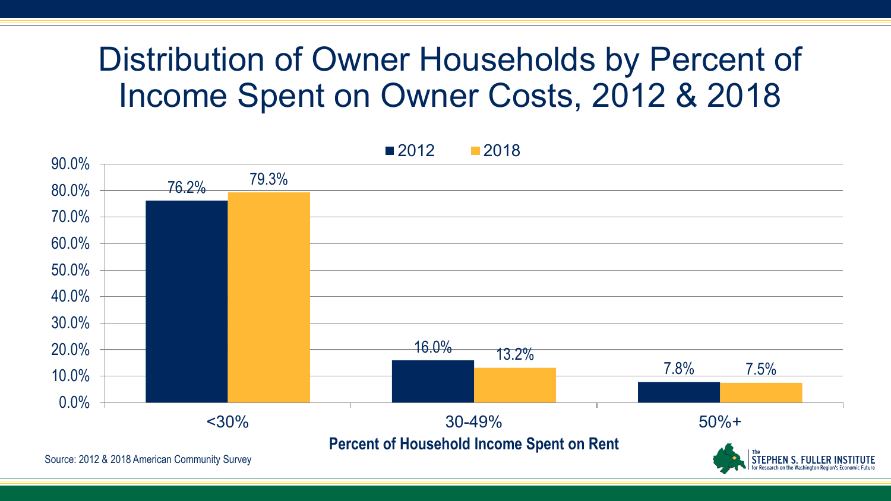# Distribution of Owner Households by Percent of Income Spent on Owner Costs, 2012 & 2018

| Percent of Household Income Spent on Rent | 2012 | 2018 |
|---|---|---|
| <30% | 76.2% | 79.3% |
| 30-49% | 16.0% | 13.2% |
| 50%+ | 7.8% | 7.5% |

Source: 2012 & 2018 American Community Survey

The Stephen S. Fuller Institute for Research on the Washington Region's Economic Future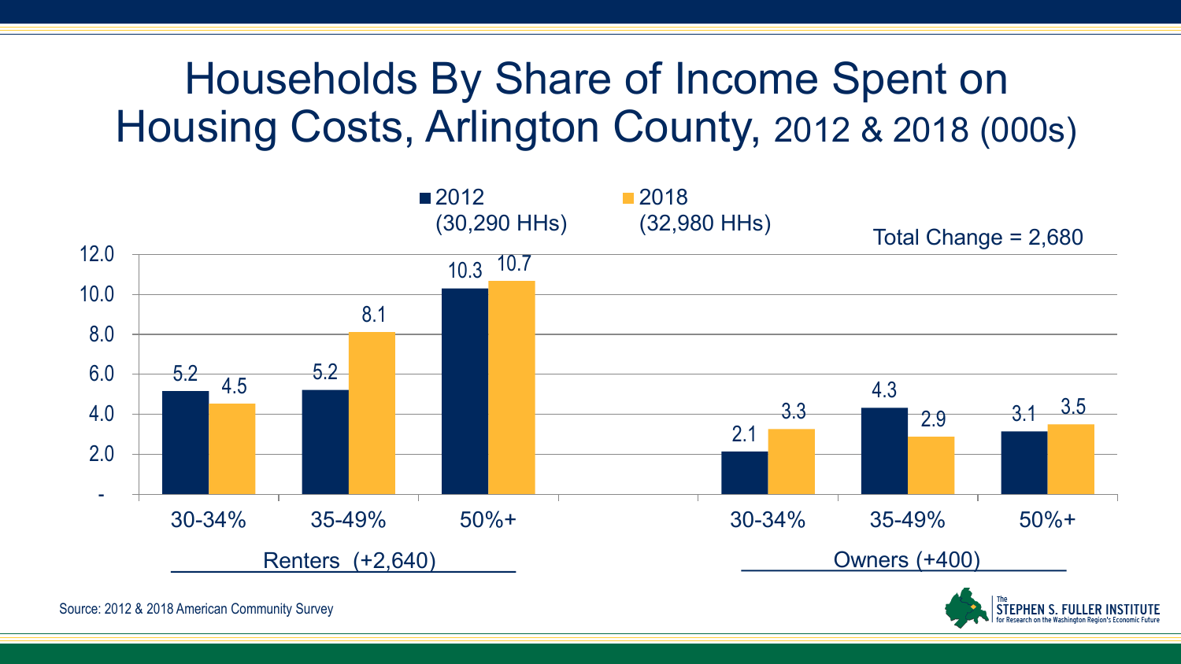# Households By Share of Income Spent on Housing Costs, Arlington County, 2012 & 2018 (000s)

Total Change = 2,680

| Tenure | Share of Income | 2012 (30,290 HHs) | 2018 (32,980 HHs) |
|---|---|---|---|
| Renters (+2,640) | 30-34% | 5.2 | 4.5 |
| | 35-49% | 5.2 | 8.1 |
| | 50%+ | 10.3 | 10.7 |
| Owners (+400) | 30-34% | 2.1 | 3.3 |
| | 35-49% | 4.3 | 2.9 |
| | 50%+ | 3.1 | 3.5 |

Source: 2012 & 2018 American Community Survey

The Stephen S. Fuller Institute for Research on the Washington Region's Economic Future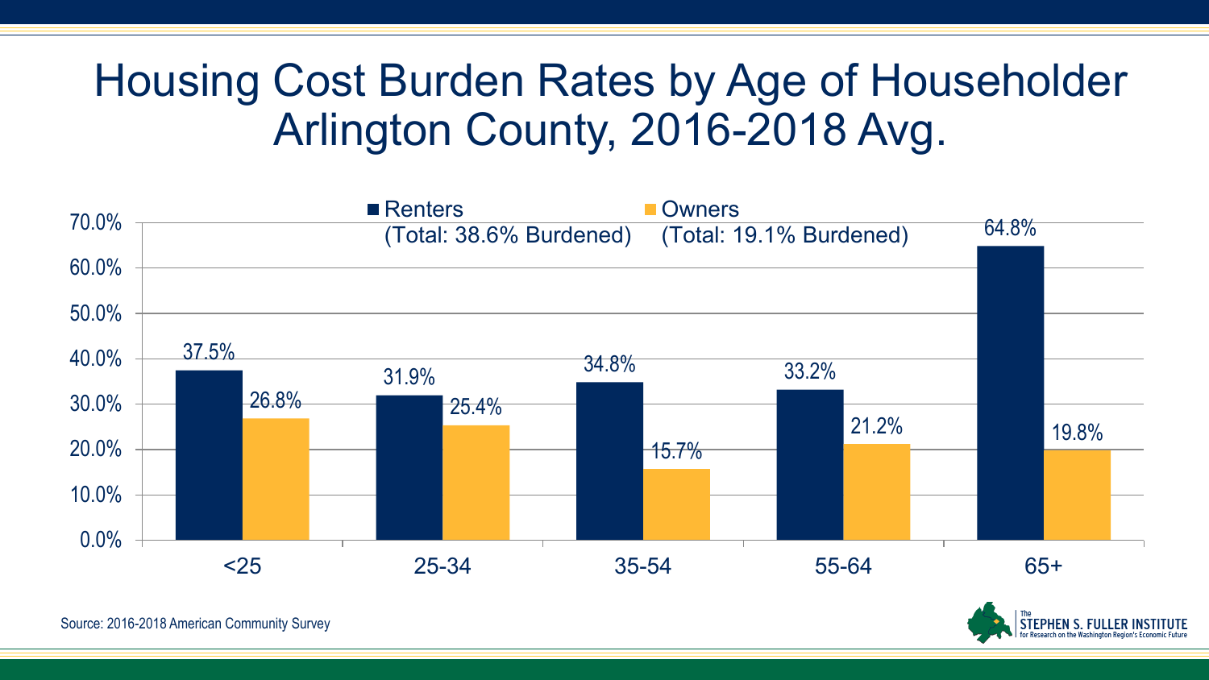# Housing Cost Burden Rates by Age of Householder Arlington County, 2016-2018 Avg.

| Age of Householder | Renters (Total: 38.6% Burdened) | Owners (Total: 19.1% Burdened) |
|---|---|---|
| <25 | 37.5% | 26.8% |
| 25-34 | 31.9% | 25.4% |
| 35-54 | 34.8% | 15.7% |
| 55-64 | 33.2% | 21.2% |
| 65+ | 64.8% | 19.8% |

Source: 2016-2018 American Community Survey

The Stephen S. Fuller Institute for Research on the Washington Region's Economic Future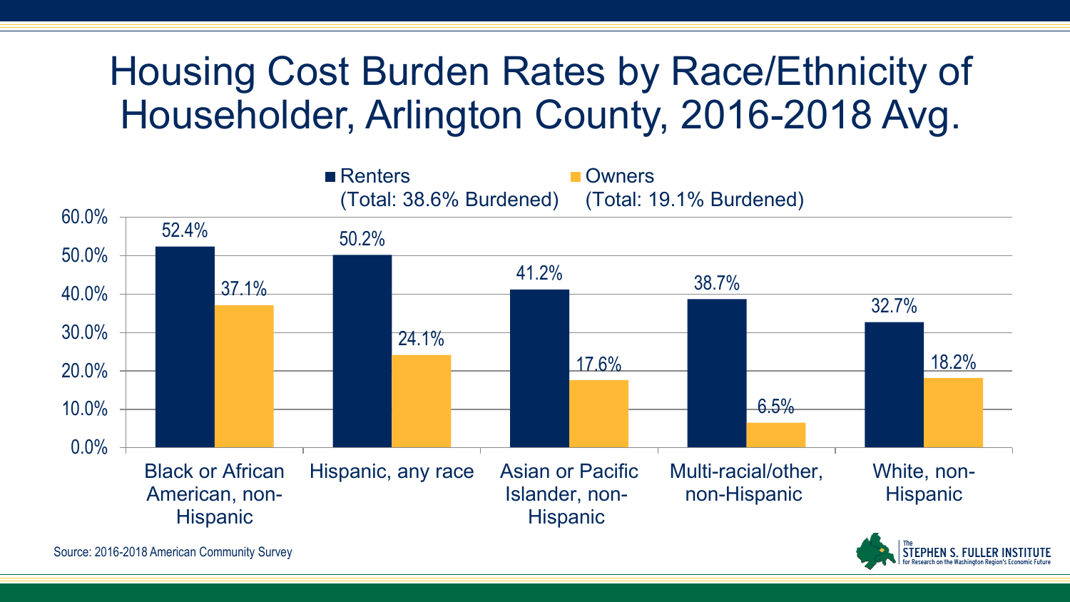# Housing Cost Burden Rates by Race/Ethnicity of Householder, Arlington County, 2016-2018 Avg.

| | Renters (Total: 38.6% Burdened) | Owners (Total: 19.1% Burdened) |
|---|---|---|
| Black or African American, non-Hispanic | 52.4% | 37.1% |
| Hispanic, any race | 50.2% | 24.1% |
| Asian or Pacific Islander, non-Hispanic | 41.2% | 17.6% |
| Multi-racial/other, non-Hispanic | 38.7% | 6.5% |
| White, non-Hispanic | 32.7% | 18.2% |

Source: 2016-2018 American Community Survey

The Stephen S. Fuller Institute for Research on the Washington Region's Economic Future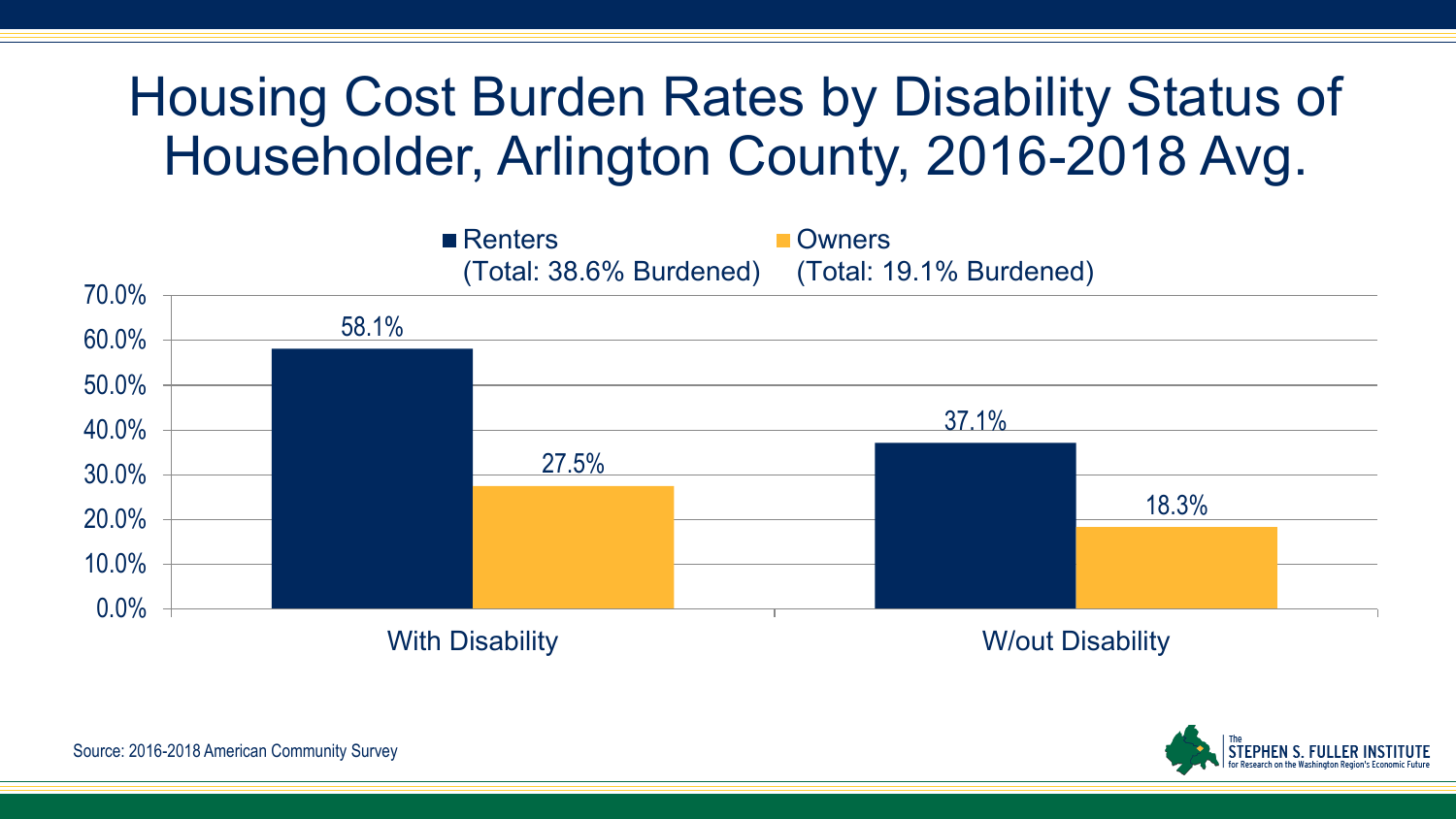# Housing Cost Burden Rates by Disability Status of Householder, Arlington County, 2016-2018 Avg.

| | Renters (Total: 38.6% Burdened) | Owners (Total: 19.1% Burdened) |
|---|---|---|
| With Disability | 58.1% | 27.5% |
| W/out Disability | 37.1% | 18.3% |

Source: 2016-2018 American Community Survey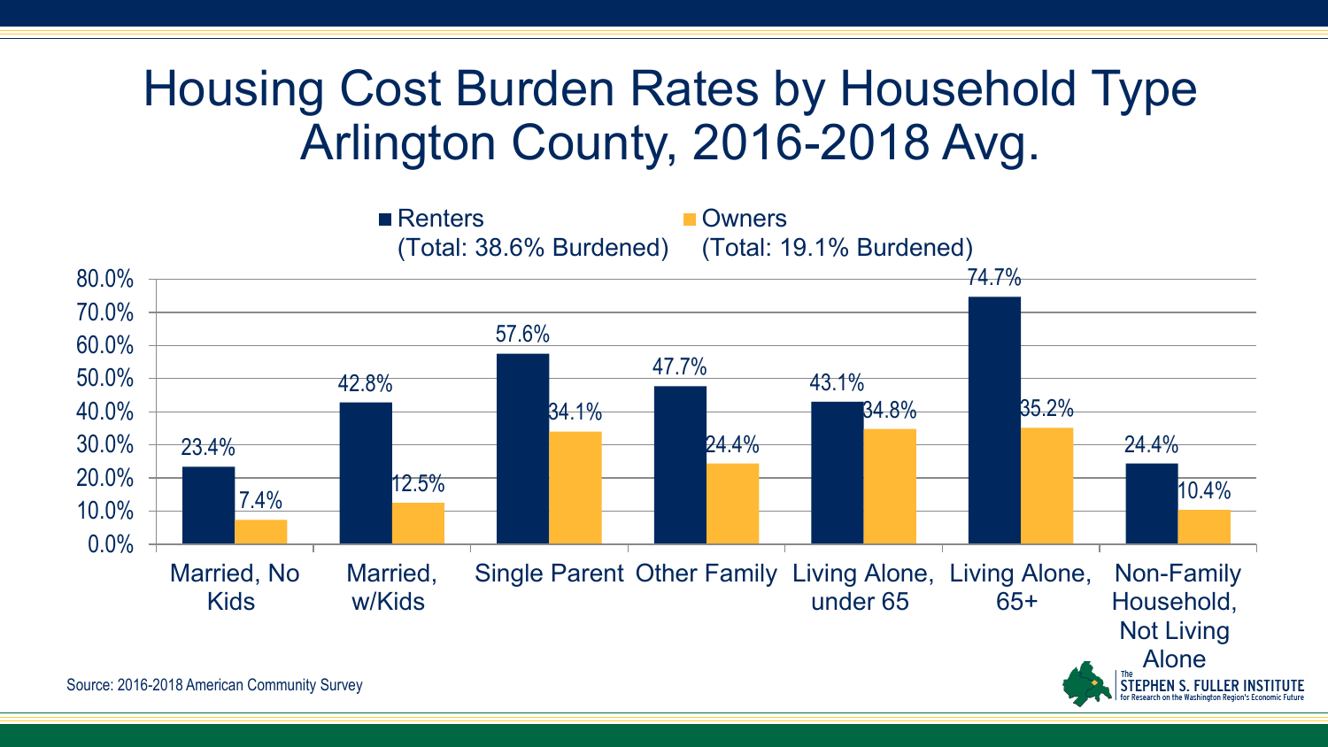# Housing Cost Burden Rates by Household Type Arlington County, 2016-2018 Avg.

| Household Type | Renters (Total: 38.6% Burdened) | Owners (Total: 19.1% Burdened) |
| --- | --- | --- |
| Married, No Kids | 23.4% | 7.4% |
| Married, w/Kids | 42.8% | 12.5% |
| Single Parent | 57.6% | 34.1% |
| Other Family | 47.7% | 24.4% |
| Living Alone, under 65 | 43.1% | 34.8% |
| Living Alone, 65+ | 74.7% | 35.2% |
| Non-Family Household, Not Living Alone | 24.4% | 10.4% |

Source: 2016-2018 American Community Survey

The STEPHEN S. FULLER INSTITUTE for Research on the Washington Region's Economic Future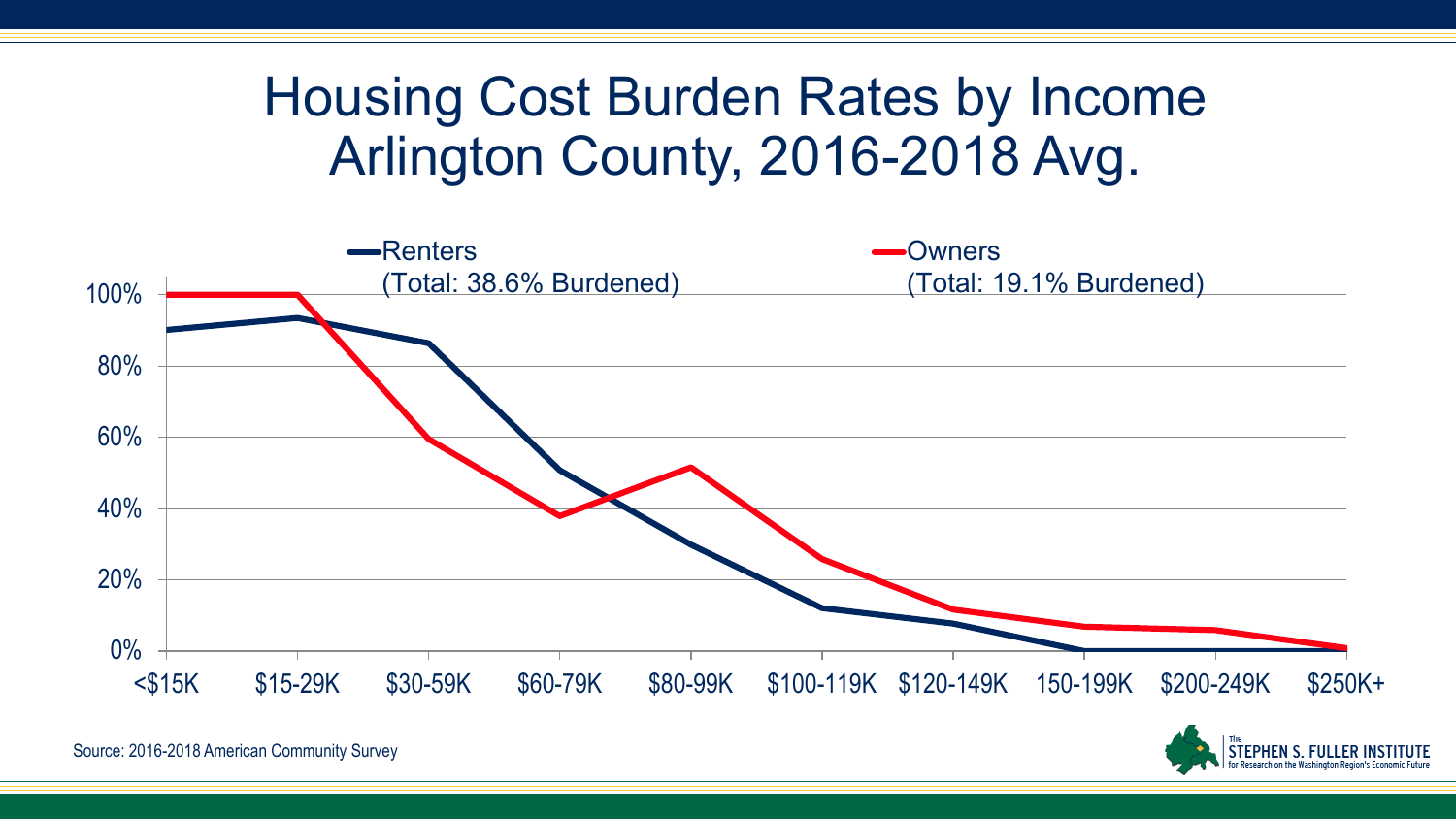# Housing Cost Burden Rates by Income Arlington County, 2016-2018 Avg.

Renters (Total: 38.6% Burdened)

Owners (Total: 19.1% Burdened)

100%
80%
60%
40%
20%
0%

<$15K | $15-29K | $30-59K | $60-79K | $80-99K | $100-119K | $120-149K | 150-199K | $200-249K | $250K+

Source: 2016-2018 American Community Survey

The Stephen S. Fuller Institute for Research on the Washington Region's Economic Future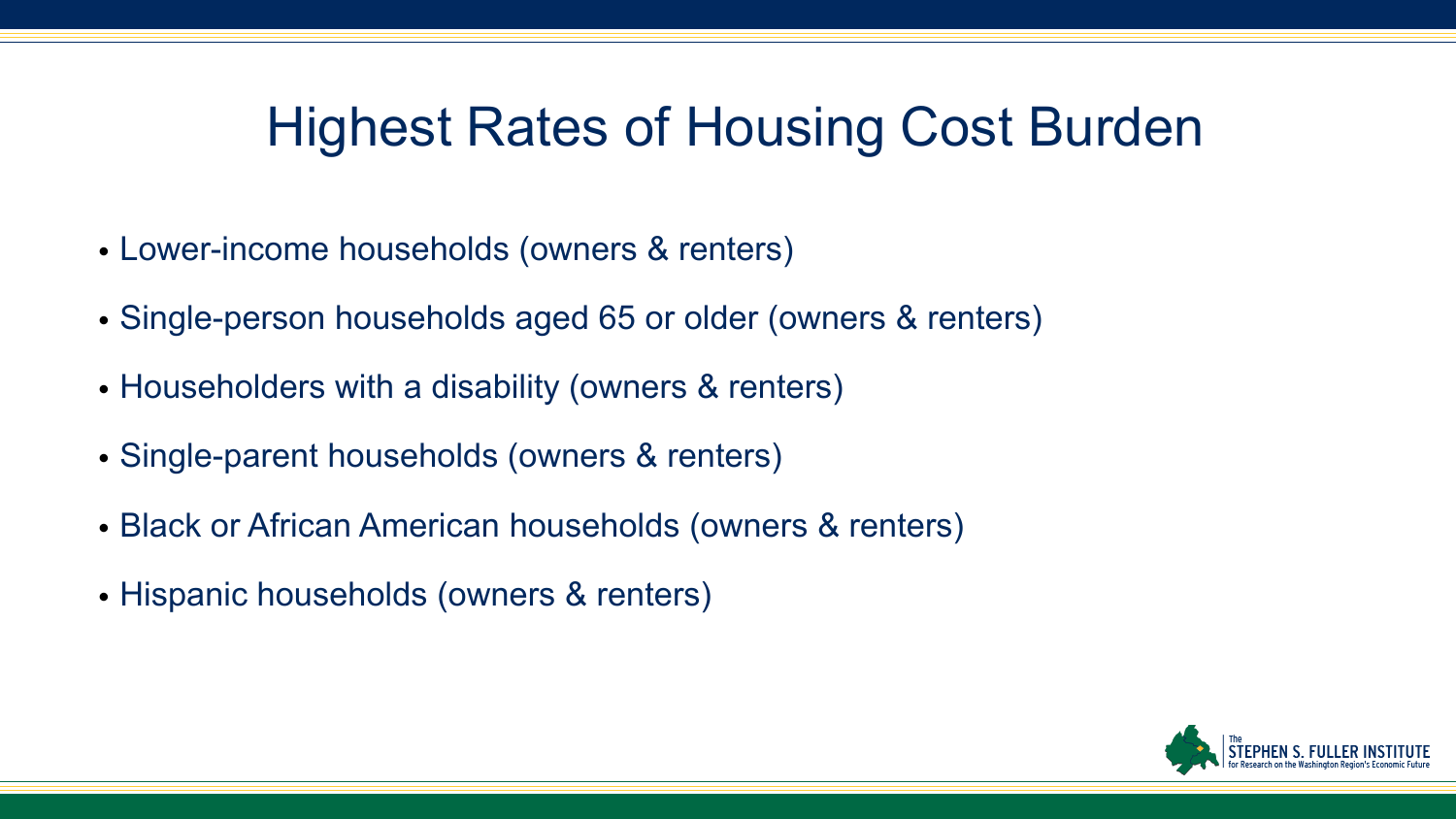# Highest Rates of Housing Cost Burden

- Lower-income households (owners & renters)
- Single-person households aged 65 or older (owners & renters)
- Householders with a disability (owners & renters)
- Single-parent households (owners & renters)
- Black or African American households (owners & renters)
- Hispanic households (owners & renters)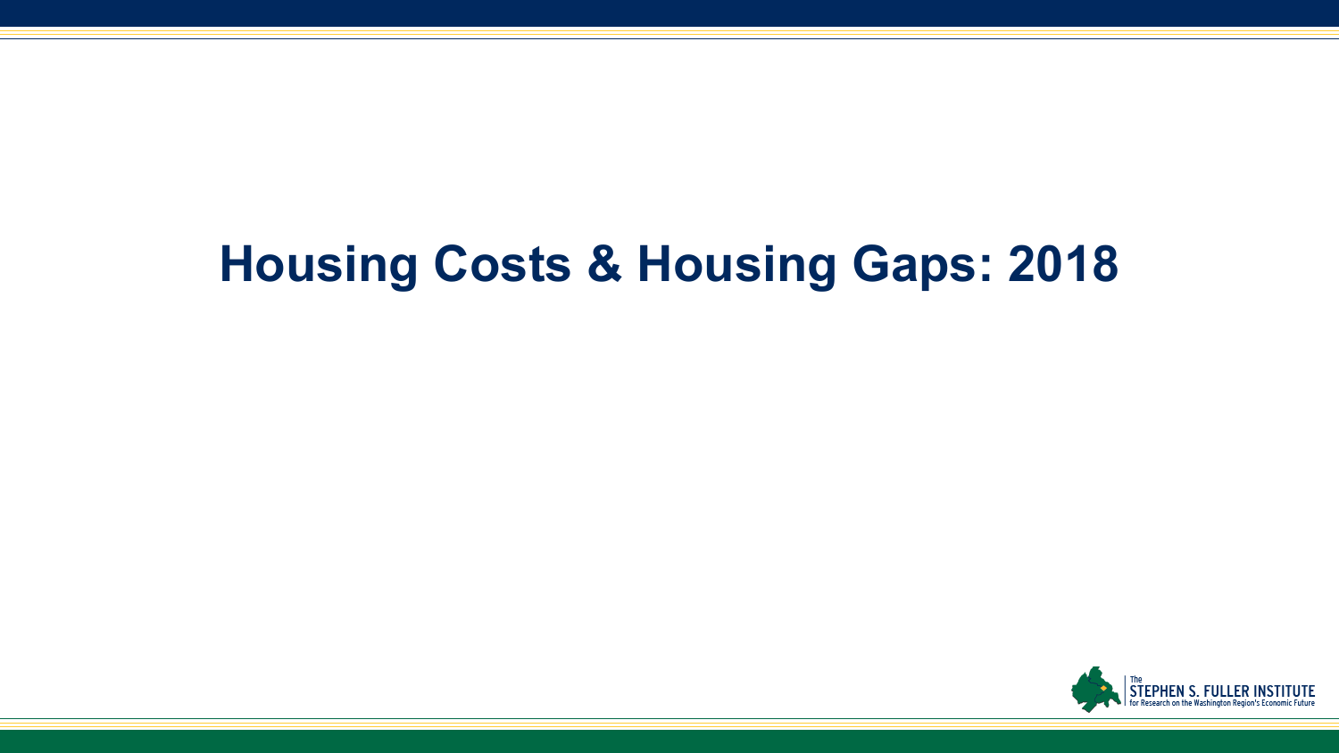# Housing Costs & Housing Gaps: 2018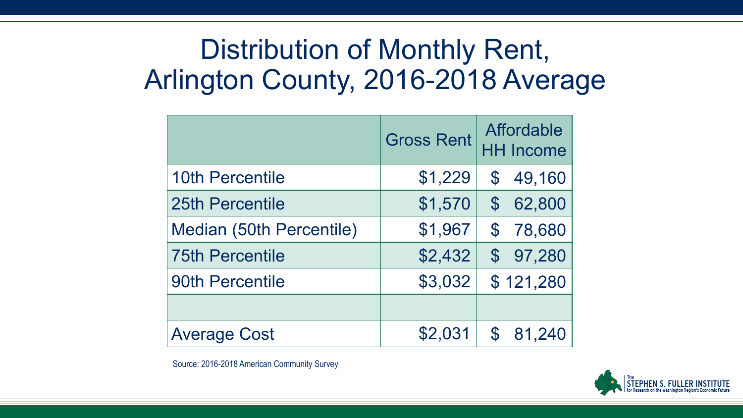# Distribution of Monthly Rent, Arlington County, 2016-2018 Average

| | Gross Rent | Affordable HH Income |
|---|---|---|
| 10th Percentile | $1,229 | $ 49,160 |
| 25th Percentile | $1,570 | $ 62,800 |
| Median (50th Percentile) | $1,967 | $ 78,680 |
| 75th Percentile | $2,432 | $ 97,280 |
| 90th Percentile | $3,032 | $ 121,280 |
| | | |
| Average Cost | $2,031 | $ 81,240 |

Source: 2016-2018 American Community Survey

The STEPHEN S. FULLER INSTITUTE for Research on the Washington Region's Economic Future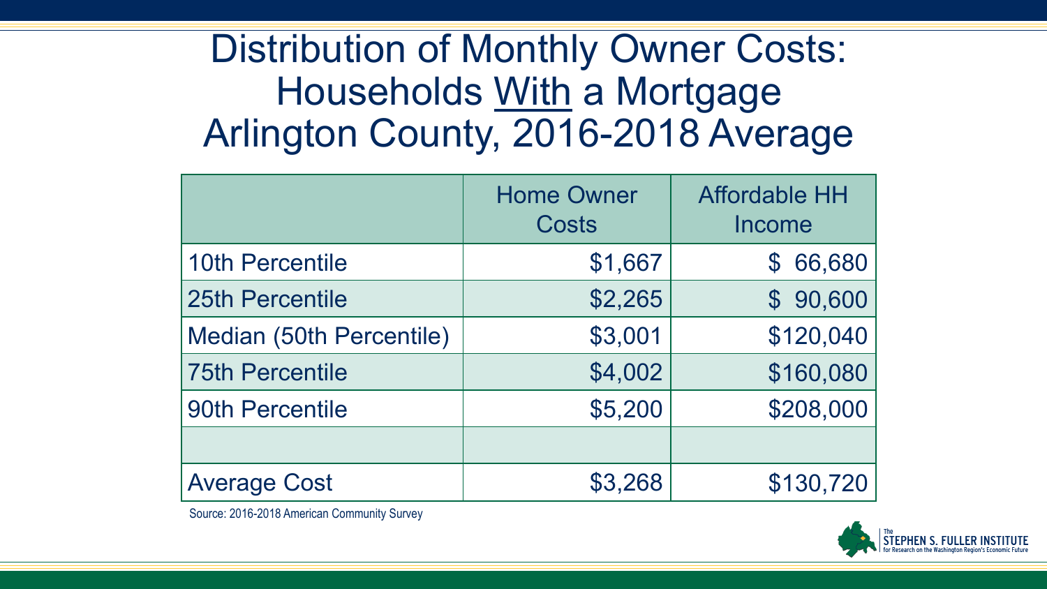# Distribution of Monthly Owner Costs: Households With a Mortgage Arlington County, 2016-2018 Average

| | Home Owner Costs | Affordable HH Income |
|---|---|---|
| 10th Percentile | $1,667 | $ 66,680 |
| 25th Percentile | $2,265 | $ 90,600 |
| Median (50th Percentile) | $3,001 | $120,040 |
| 75th Percentile | $4,002 | $160,080 |
| 90th Percentile | $5,200 | $208,000 |
| | | |
| Average Cost | $3,268 | $130,720 |

Source: 2016-2018 American Community Survey

The STEPHEN S. FULLER INSTITUTE for Research on the Washington Region's Economic Future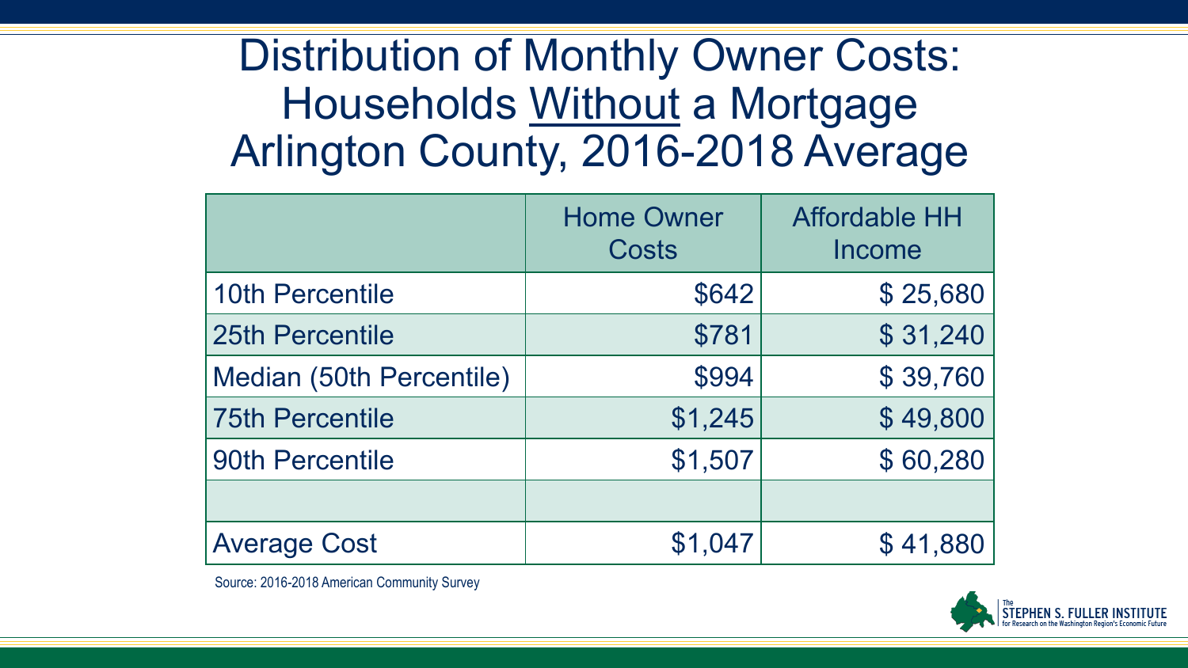# Distribution of Monthly Owner Costs: Households Without a Mortgage Arlington County, 2016-2018 Average

| | Home Owner Costs | Affordable HH Income |
|---|---:|---:|
| 10th Percentile | $642 | $ 25,680 |
| 25th Percentile | $781 | $ 31,240 |
| Median (50th Percentile) | $994 | $ 39,760 |
| 75th Percentile | $1,245 | $ 49,800 |
| 90th Percentile | $1,507 | $ 60,280 |
| | | |
| Average Cost | $1,047 | $ 41,880 |

Source: 2016-2018 American Community Survey

The STEPHEN S. FULLER INSTITUTE for Research on the Washington Region's Economic Future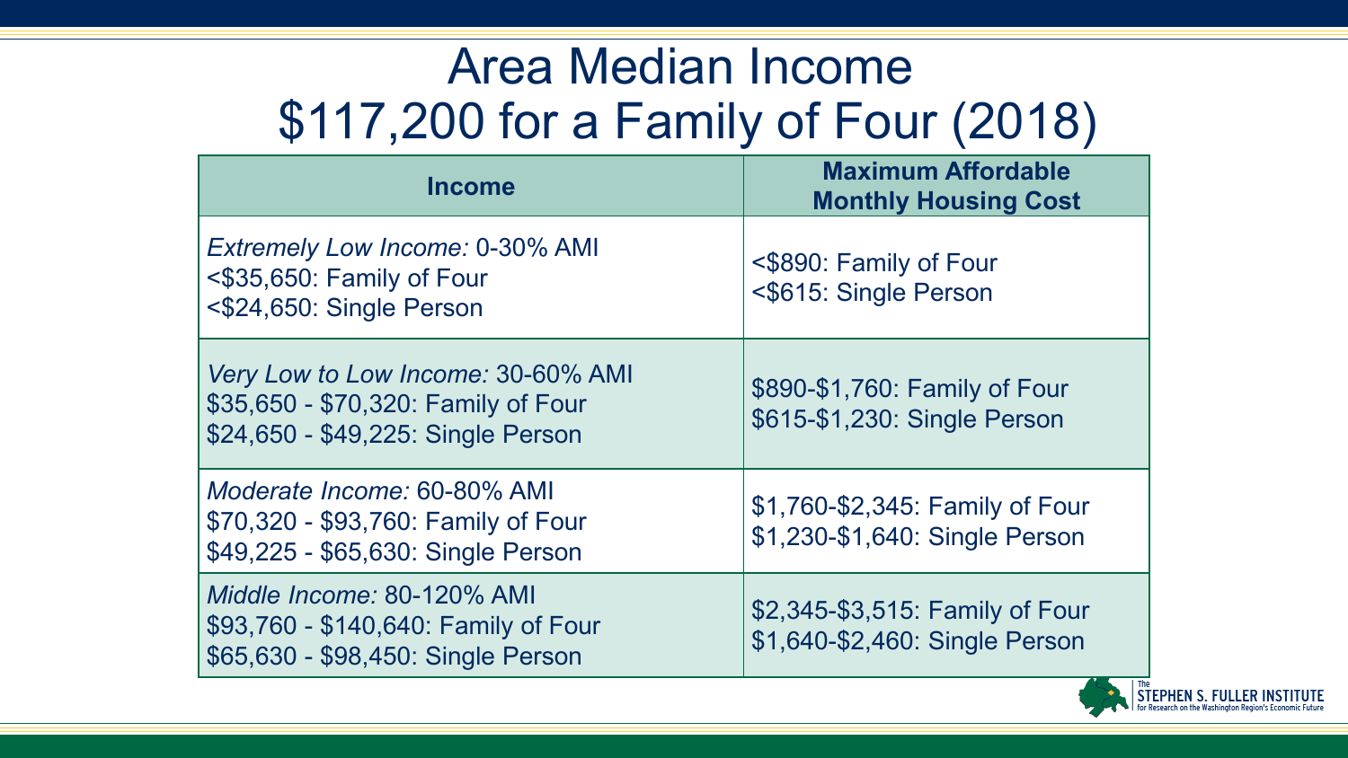# Area Median Income
# $117,200 for a Family of Four (2018)

| Income | Maximum Affordable Monthly Housing Cost |
|---|---|
| *Extremely Low Income:* 0-30% AMI<br><$35,650: Family of Four<br><$24,650: Single Person | <$890: Family of Four<br><$615: Single Person |
| *Very Low to Low Income:* 30-60% AMI<br>$35,650 - $70,320: Family of Four<br>$24,650 - $49,225: Single Person | $890-$1,760: Family of Four<br>$615-$1,230: Single Person |
| *Moderate Income:* 60-80% AMI<br>$70,320 - $93,760: Family of Four<br>$49,225 - $65,630: Single Person | $1,760-$2,345: Family of Four<br>$1,230-$1,640: Single Person |
| *Middle Income:* 80-120% AMI<br>$93,760 - $140,640: Family of Four<br>$65,630 - $98,450: Single Person | $2,345-$3,515: Family of Four<br>$1,640-$2,460: Single Person |

The Stephen S. Fuller Institute for Research on the Washington Region's Economic Future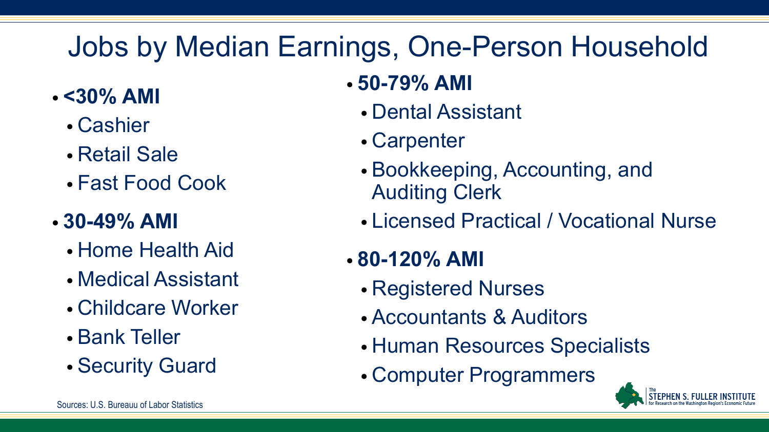# Jobs by Median Earnings, One-Person Household

- **<30% AMI**
  - Cashier
  - Retail Sale
  - Fast Food Cook
- **30-49% AMI**
  - Home Health Aid
  - Medical Assistant
  - Childcare Worker
  - Bank Teller
  - Security Guard
- **50-79% AMI**
  - Dental Assistant
  - Carpenter
  - Bookkeeping, Accounting, and Auditing Clerk
  - Licensed Practical / Vocational Nurse
- **80-120% AMI**
  - Registered Nurses
  - Accountants & Auditors
  - Human Resources Specialists
  - Computer Programmers

Sources: U.S. Bureauu of Labor Statistics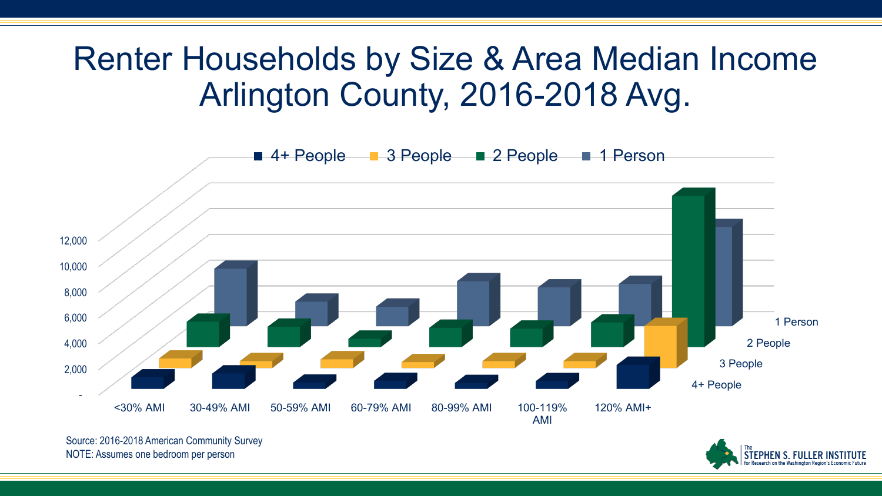# Renter Households by Size & Area Median Income Arlington County, 2016-2018 Avg.

■ 4+ People ■ 3 People ■ 2 People ■ 1 Person

12,000
10,000
8,000
6,000
4,000
2,000
-

<30% AMI | 30-49% AMI | 50-59% AMI | 60-79% AMI | 80-99% AMI | 100-119% AMI | 120% AMI+

1 Person
2 People
3 People
4+ People

Source: 2016-2018 American Community Survey
NOTE: Assumes one bedroom per person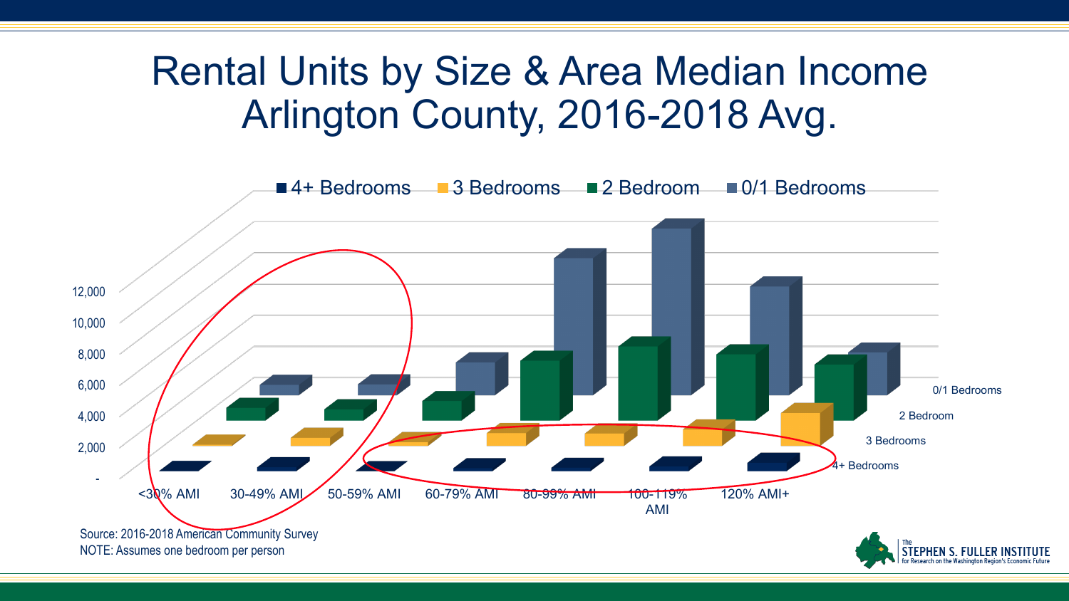# Rental Units by Size & Area Median Income Arlington County, 2016-2018 Avg.

■ 4+ Bedrooms ■ 3 Bedrooms ■ 2 Bedroom ■ 0/1 Bedrooms

12,000
10,000
8,000
6,000
4,000
2,000
-

<30% AMI | 30-49% AMI | 50-59% AMI | 60-79% AMI | 80-99% AMI | 100-119% AMI | 120% AMI+

0/1 Bedrooms
2 Bedroom
3 Bedrooms
4+ Bedrooms

Source: 2016-2018 American Community Survey
NOTE: Assumes one bedroom per person

The STEPHEN S. FULLER INSTITUTE for Research on the Washington Region's Economic Future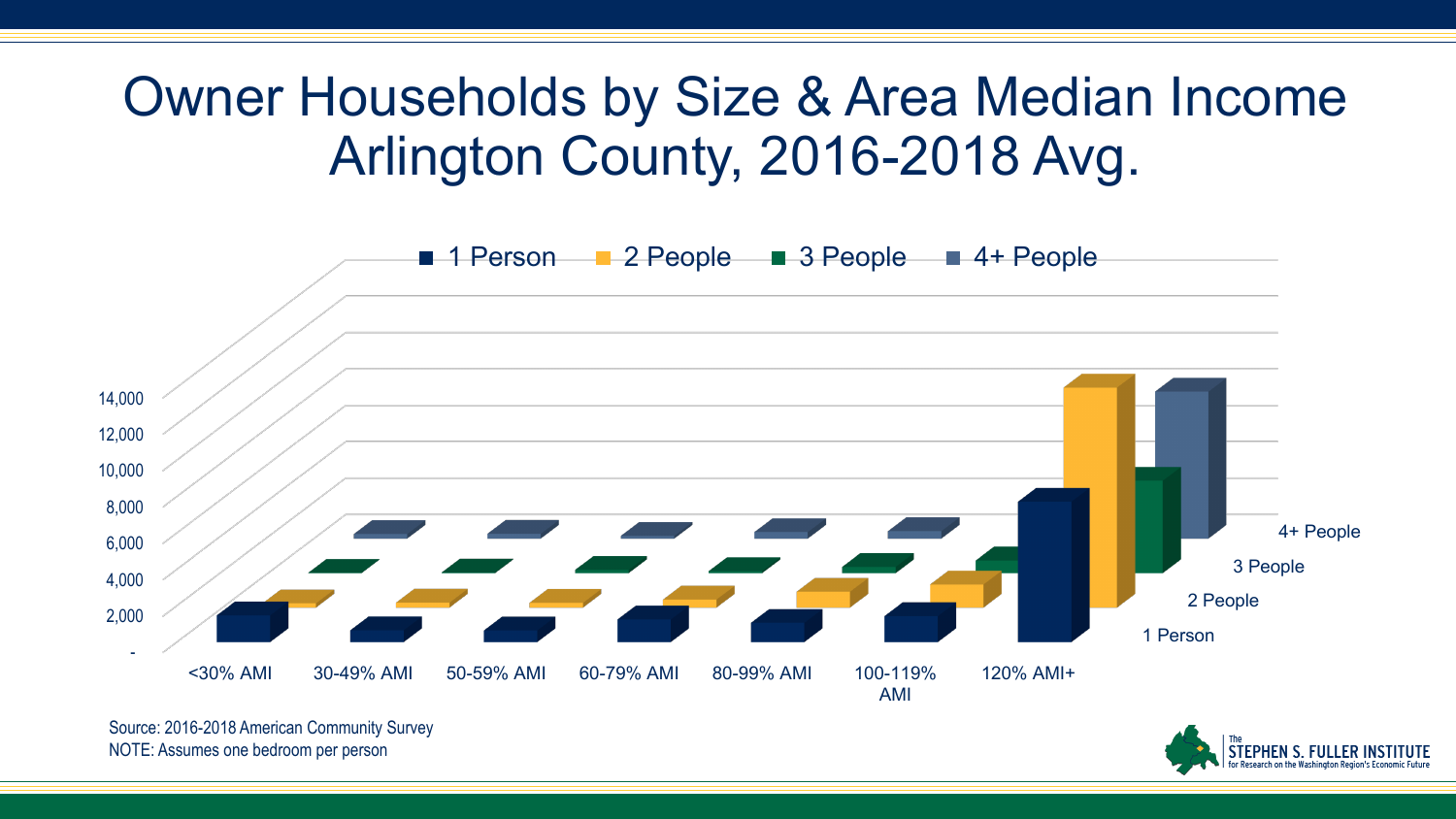# Owner Households by Size & Area Median Income Arlington County, 2016-2018 Avg.

■ 1 Person ■ 2 People ■ 3 People ■ 4+ People

14,000
12,000
10,000
8,000
6,000
4,000
2,000
-

<30% AMI | 30-49% AMI | 50-59% AMI | 60-79% AMI | 80-99% AMI | 100-119% AMI | 120% AMI+

4+ People
3 People
2 People
1 Person

Source: 2016-2018 American Community Survey
NOTE: Assumes one bedroom per person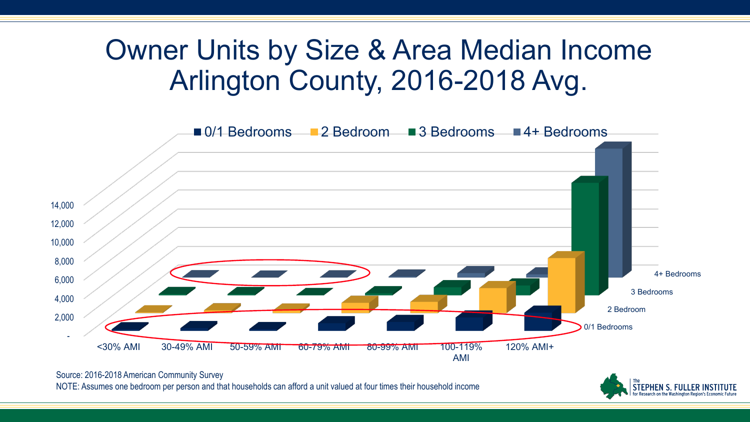# Owner Units by Size & Area Median Income Arlington County, 2016-2018 Avg.

■ 0/1 Bedrooms ■ 2 Bedroom ■ 3 Bedrooms ■ 4+ Bedrooms

14,000
12,000
10,000
8,000
6,000
4,000
2,000
-

<30% AMI | 30-49% AMI | 50-59% AMI | 60-79% AMI | 80-99% AMI | 100-119% AMI | 120% AMI+

4+ Bedrooms
3 Bedrooms
2 Bedroom
0/1 Bedrooms

Source: 2016-2018 American Community Survey

NOTE: Assumes one bedroom per person and that households can afford a unit valued at four times their household income

The STEPHEN S. FULLER INSTITUTE for Research on the Washington Region's Economic Future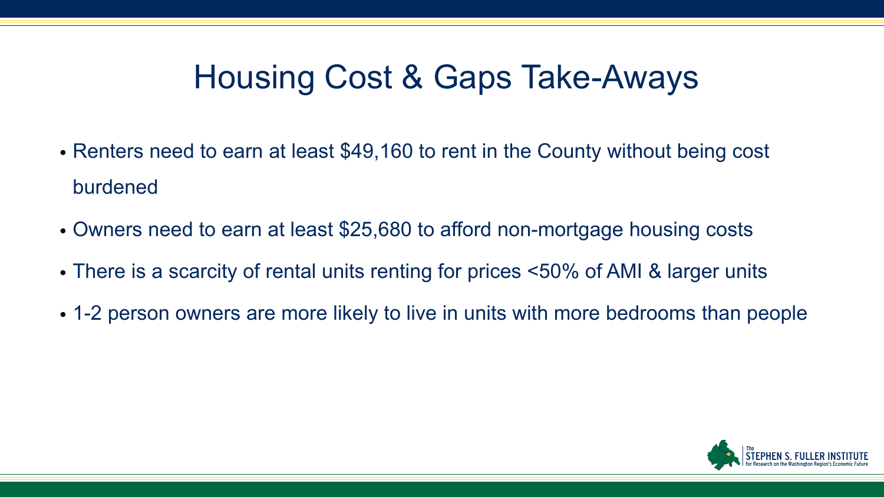# Housing Cost & Gaps Take-Aways

- Renters need to earn at least $49,160 to rent in the County without being cost burdened
- Owners need to earn at least $25,680 to afford non-mortgage housing costs
- There is a scarcity of rental units renting for prices <50% of AMI & larger units
- 1-2 person owners are more likely to live in units with more bedrooms than people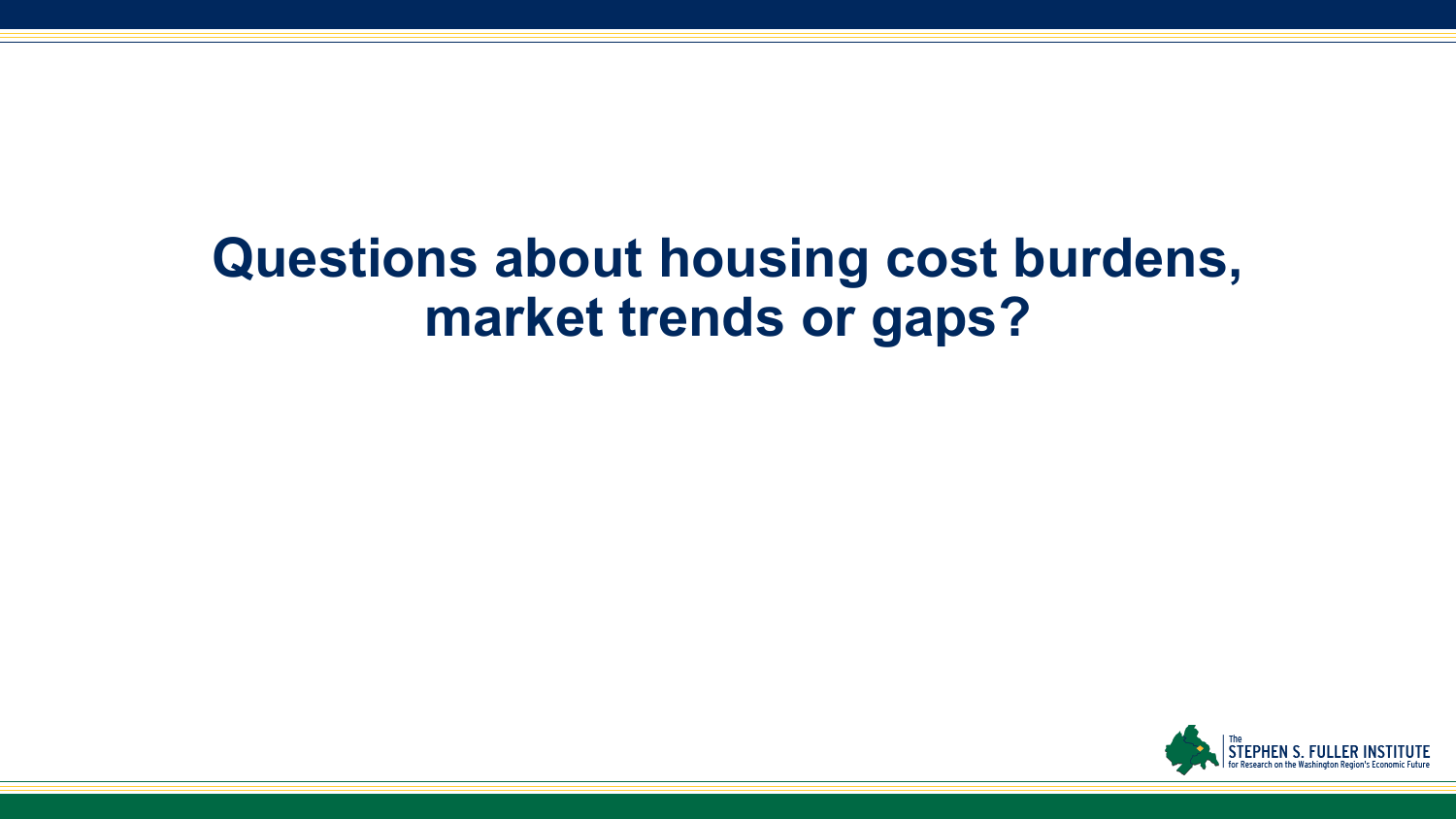# Questions about housing cost burdens, market trends or gaps?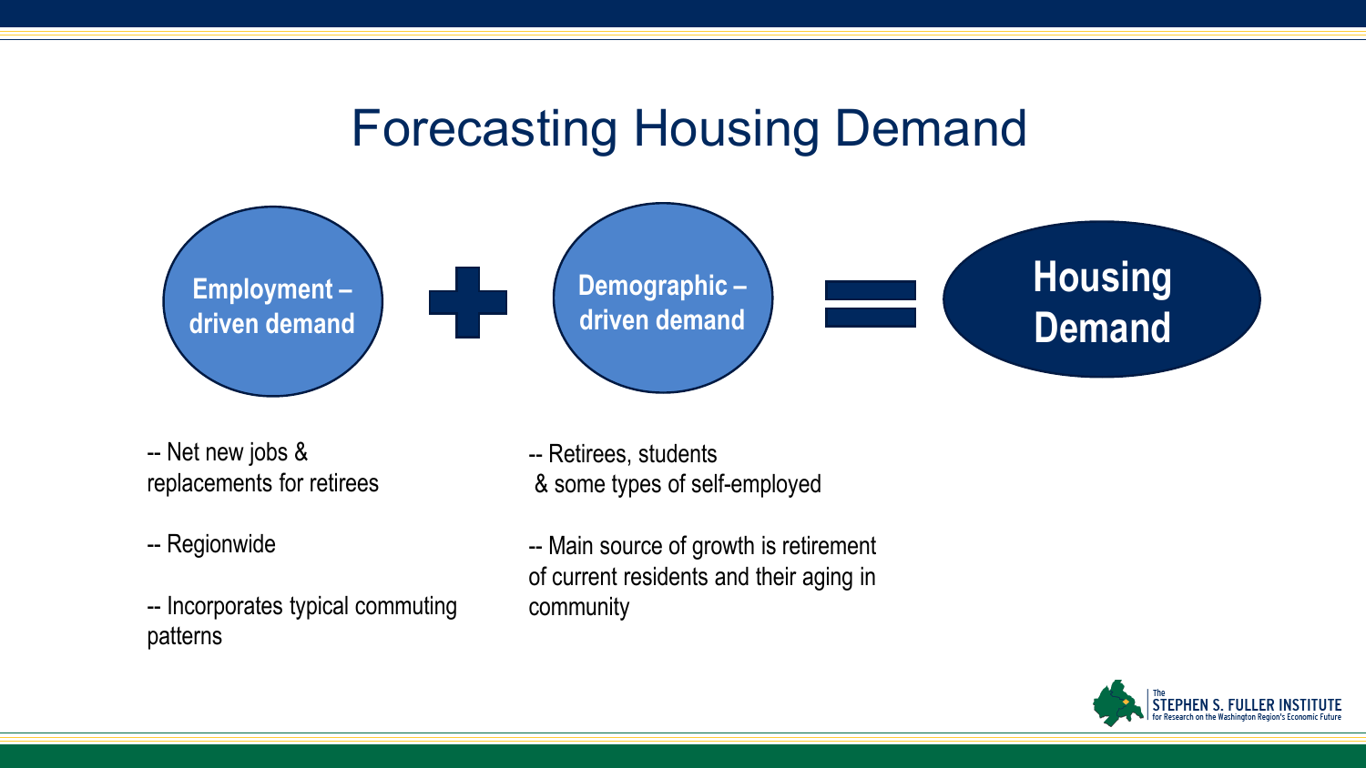# Forecasting Housing Demand

**Employment – driven demand** + **Demographic – driven demand** = **Housing Demand**

**Employment – driven demand**

-- Net new jobs & replacements for retirees

-- Regionwide

-- Incorporates typical commuting patterns

**Demographic – driven demand**

-- Retirees, students & some types of self-employed

-- Main source of growth is retirement of current residents and their aging in community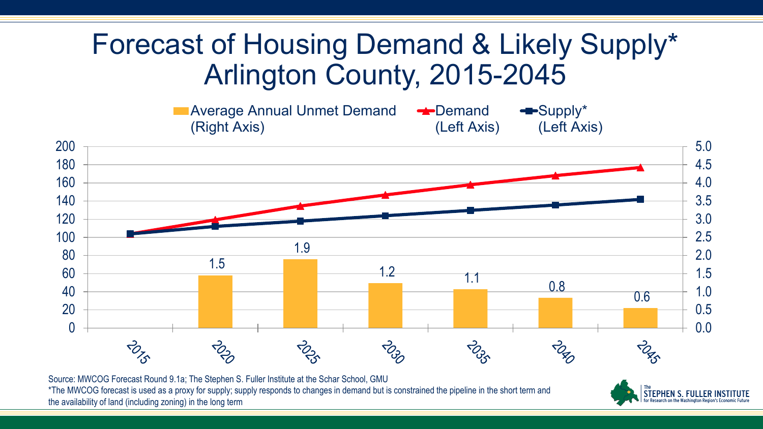# Forecast of Housing Demand & Likely Supply* Arlington County, 2015-2045

Average Annual Unmet Demand (Right Axis) | Demand (Left Axis) | Supply* (Left Axis)

| Year | Average Annual Unmet Demand (Right Axis) |
|---|---|
| 2015 | |
| 2020 | 1.5 |
| 2025 | 1.9 |
| 2030 | 1.2 |
| 2035 | 1.1 |
| 2040 | 0.8 |
| 2045 | 0.6 |

Source: MWCOG Forecast Round 9.1a; The Stephen S. Fuller Institute at the Schar School, GMU

*The MWCOG forecast is used as a proxy for supply; supply responds to changes in demand but is constrained the pipeline in the short term and the availability of land (including zoning) in the long term

The STEPHEN S. FULLER INSTITUTE for Research on the Washington Region's Economic Future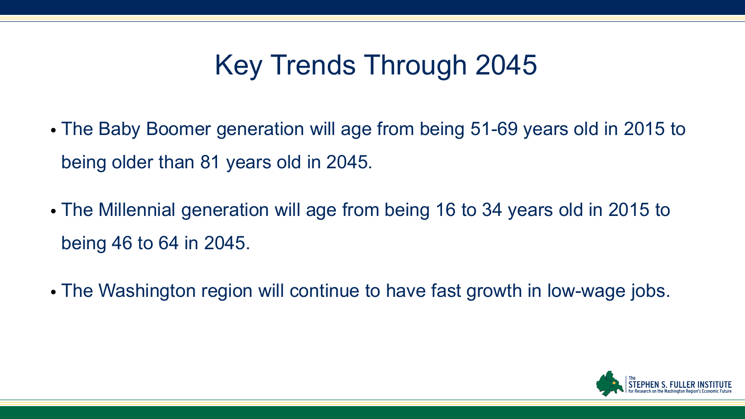# Key Trends Through 2045

- The Baby Boomer generation will age from being 51-69 years old in 2015 to being older than 81 years old in 2045.
- The Millennial generation will age from being 16 to 34 years old in 2015 to being 46 to 64 in 2045.
- The Washington region will continue to have fast growth in low-wage jobs.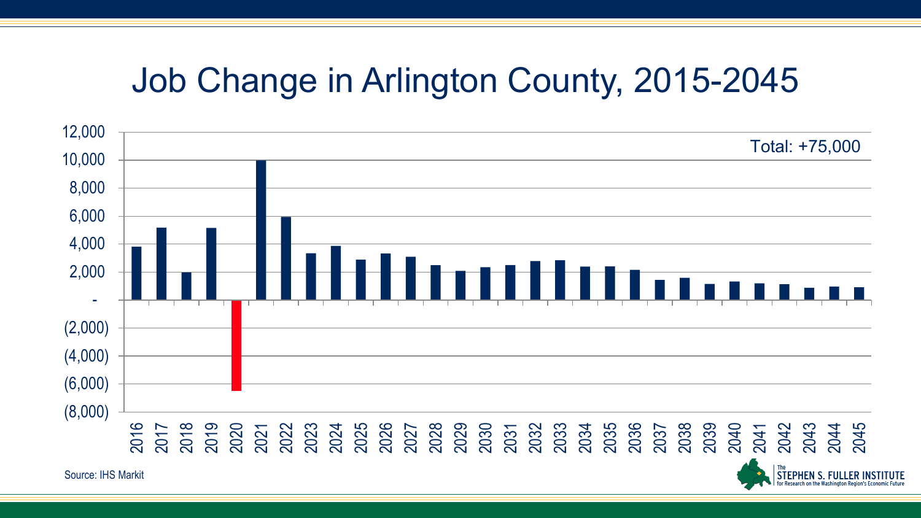# Job Change in Arlington County, 2015-2045

Total: +75,000

Source: IHS Markit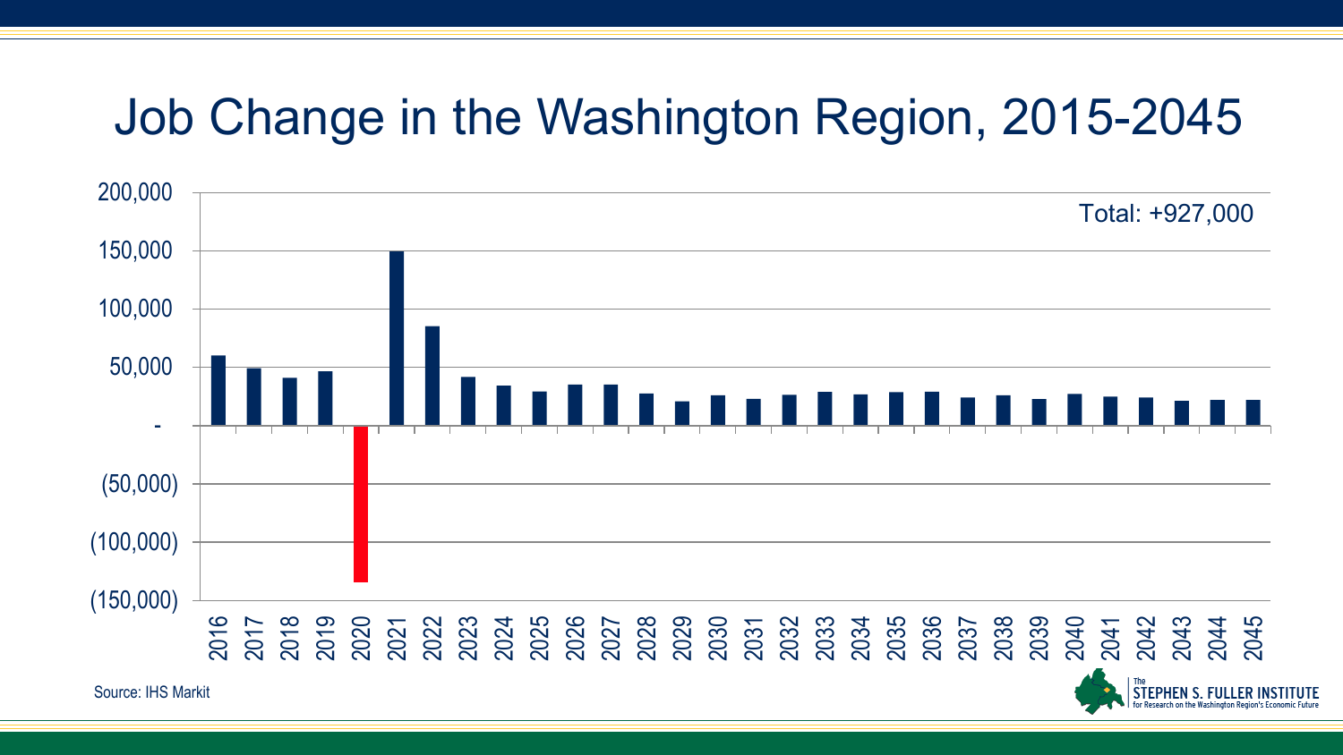# Job Change in the Washington Region, 2015-2045

Total: +927,000

Source: IHS Markit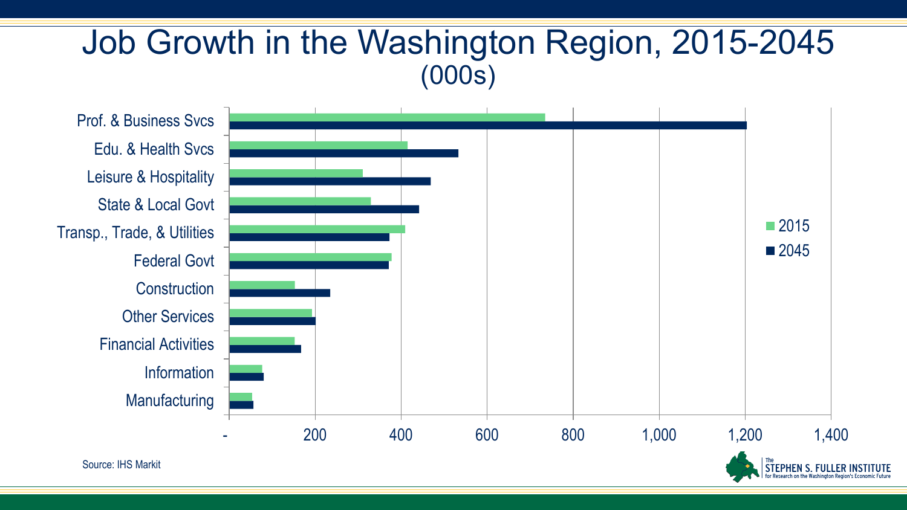# Job Growth in the Washington Region, 2015-2045
(000s)

| Sector | 2015 | 2045 |
|---|---|---|
| Prof. & Business Svcs | | |
| Edu. & Health Svcs | | |
| Leisure & Hospitality | | |
| State & Local Govt | | |
| Transp., Trade, & Utilities | | |
| Federal Govt | | |
| Construction | | |
| Other Services | | |
| Financial Activities | | |
| Information | | |
| Manufacturing | | |

Axis: -, 200, 400, 600, 800, 1,000, 1,200, 1,400

Legend: 2015, 2045

Source: IHS Markit

The STEPHEN S. FULLER INSTITUTE for Research on the Washington Region's Economic Future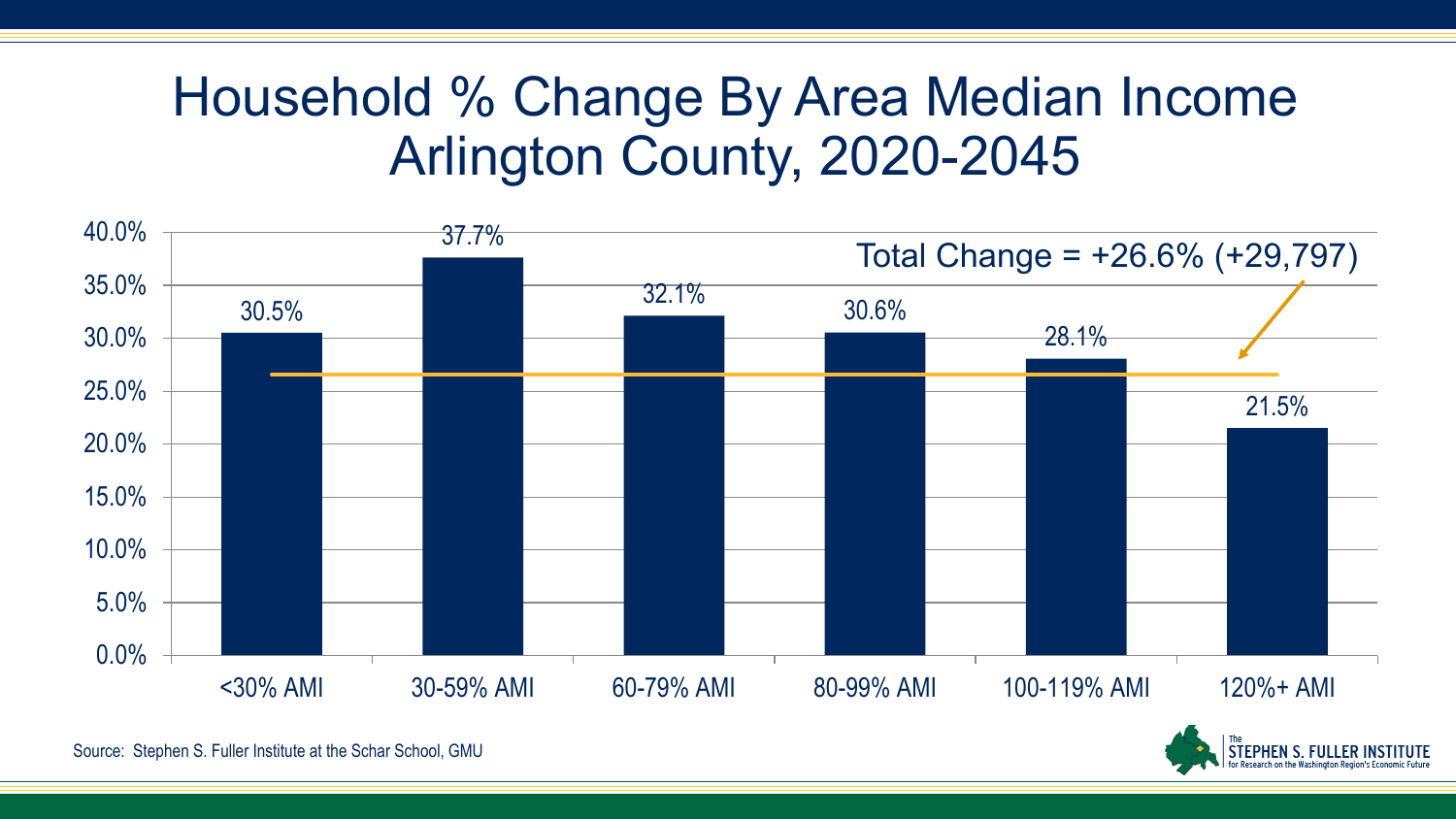# Household % Change By Area Median Income
## Arlington County, 2020-2045

Total Change = +26.6% (+29,797)

| AMI Category | % Change |
|---|---|
| <30% AMI | 30.5% |
| 30-59% AMI | 37.7% |
| 60-79% AMI | 32.1% |
| 80-99% AMI | 30.6% |
| 100-119% AMI | 28.1% |
| 120%+ AMI | 21.5% |

Source: Stephen S. Fuller Institute at the Schar School, GMU

The Stephen S. Fuller Institute for Research on the Washington Region's Economic Future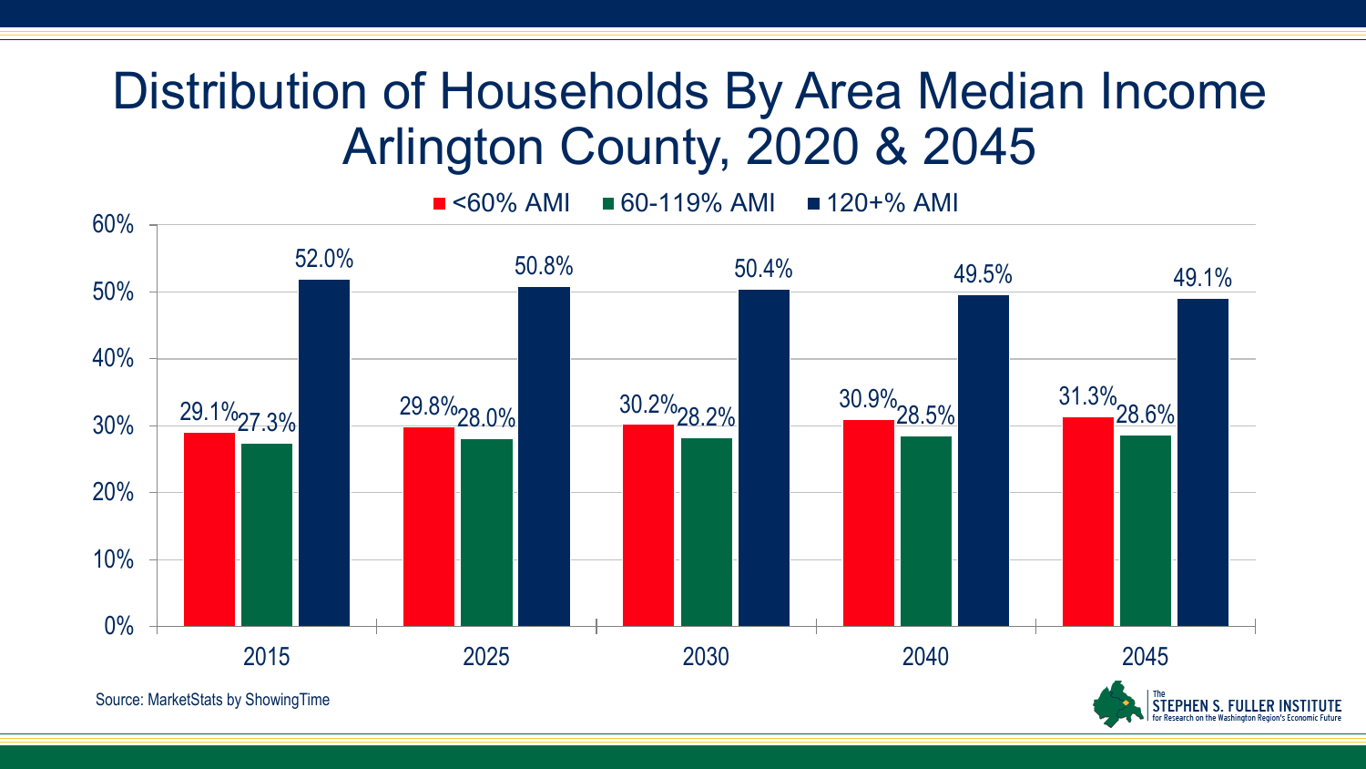# Distribution of Households By Area Median Income Arlington County, 2020 & 2045

| Year | <60% AMI | 60-119% AMI | 120+% AMI |
|---|---|---|---|
| 2015 | 29.1% | 27.3% | 52.0% |
| 2025 | 29.8% | 28.0% | 50.8% |
| 2030 | 30.2% | 28.2% | 50.4% |
| 2040 | 30.9% | 28.5% | 49.5% |
| 2045 | 31.3% | 28.6% | 49.1% |

Source: MarketStats by ShowingTime

The Stephen S. Fuller Institute for Research on the Washington Region's Economic Future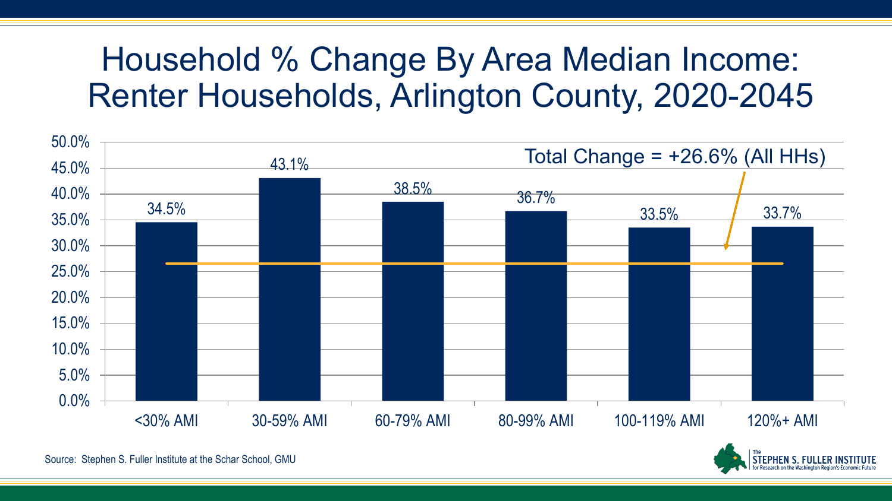# Household % Change By Area Median Income: Renter Households, Arlington County, 2020-2045

| AMI Category | % Change |
|---|---|
| <30% AMI | 34.5% |
| 30-59% AMI | 43.1% |
| 60-79% AMI | 38.5% |
| 80-99% AMI | 36.7% |
| 100-119% AMI | 33.5% |
| 120%+ AMI | 33.7% |

Total Change = +26.6% (All HHs)

Source: Stephen S. Fuller Institute at the Schar School, GMU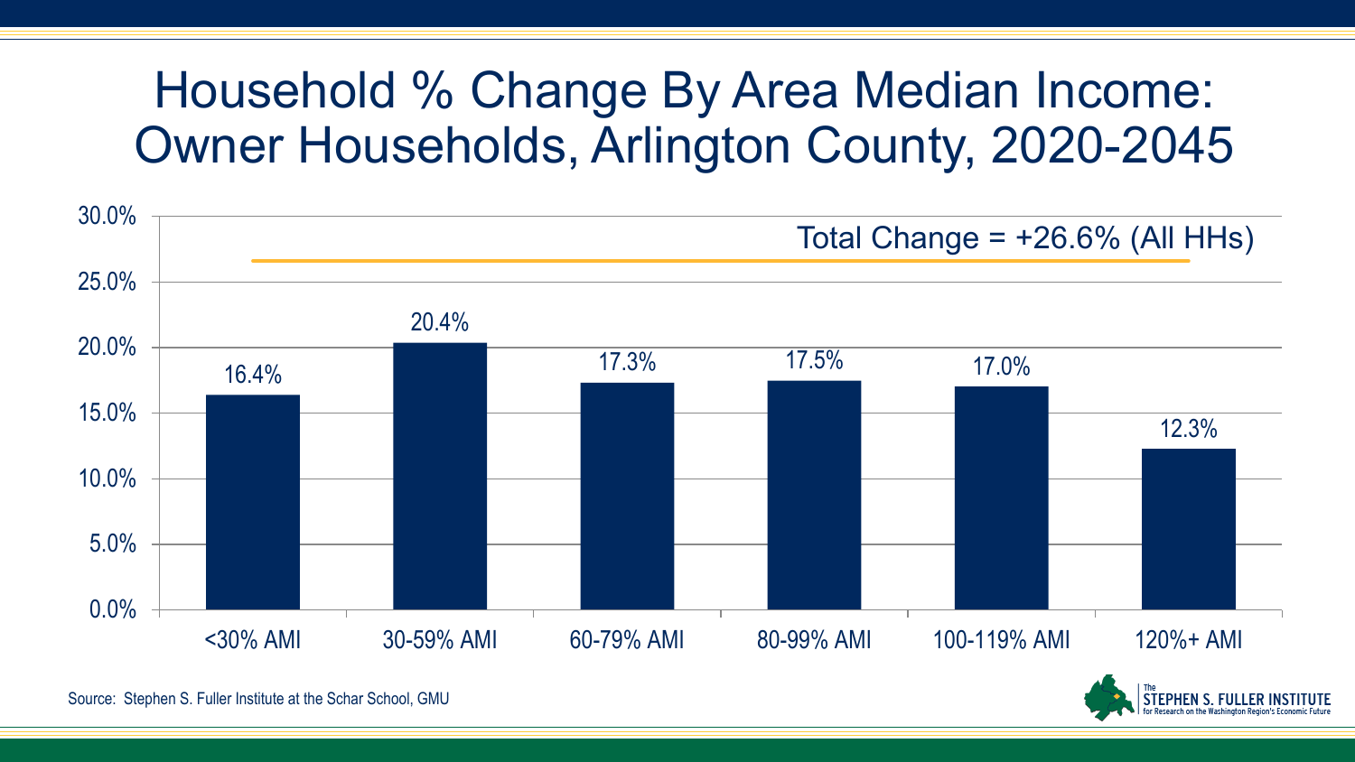# Household % Change By Area Median Income: Owner Households, Arlington County, 2020-2045

Total Change = +26.6% (All HHs)

| AMI | % Change |
|---|---|
| <30% AMI | 16.4% |
| 30-59% AMI | 20.4% |
| 60-79% AMI | 17.3% |
| 80-99% AMI | 17.5% |
| 100-119% AMI | 17.0% |
| 120%+ AMI | 12.3% |

Source: Stephen S. Fuller Institute at the Schar School, GMU

The Stephen S. Fuller Institute for Research on the Washington Region's Economic Future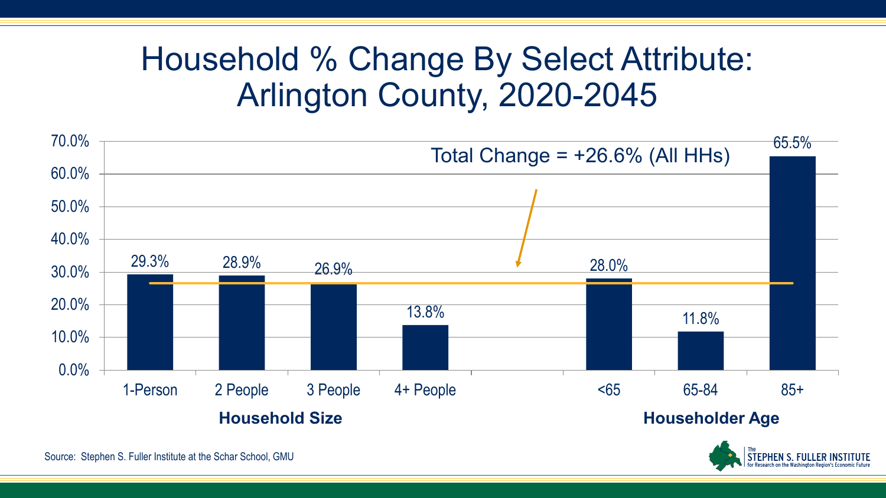# Household % Change By Select Attribute: Arlington County, 2020-2045

Total Change = +26.6% (All HHs)

| Category | Attribute | % Change |
|---|---|---|
| Household Size | 1-Person | 29.3% |
| Household Size | 2 People | 28.9% |
| Household Size | 3 People | 26.9% |
| Household Size | 4+ People | 13.8% |
| Householder Age | <65 | 28.0% |
| Householder Age | 65-84 | 11.8% |
| Householder Age | 85+ | 65.5% |

Source: Stephen S. Fuller Institute at the Schar School, GMU

The Stephen S. Fuller Institute for Research on the Washington Region's Economic Future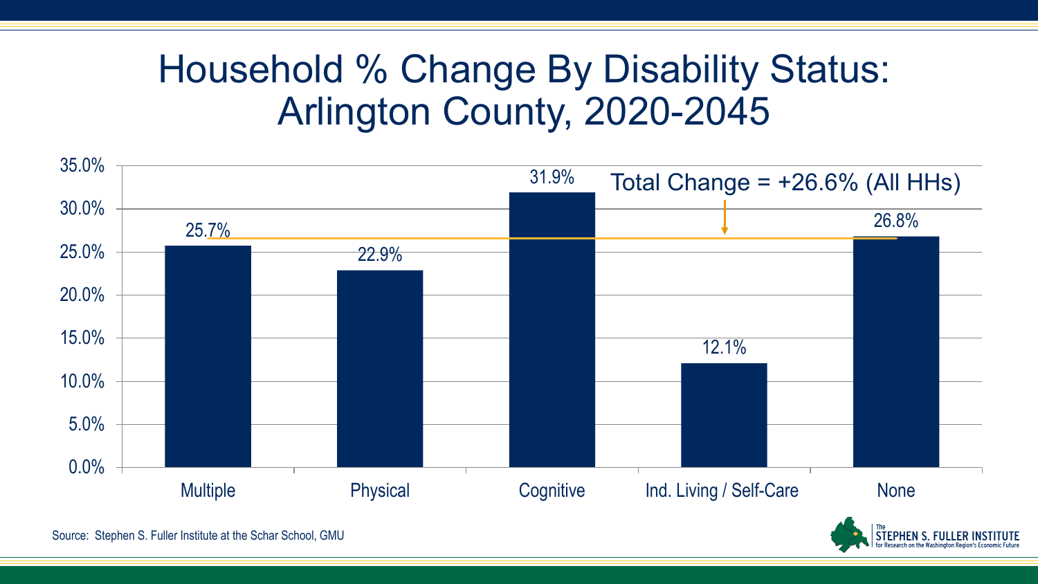# Household % Change By Disability Status: Arlington County, 2020-2045

| Disability Status | % Change |
|---|---|
| Multiple | 25.7% |
| Physical | 22.9% |
| Cognitive | 31.9% |
| Ind. Living / Self-Care | 12.1% |
| None | 26.8% |

Total Change = +26.6% (All HHs)

Source: Stephen S. Fuller Institute at the Schar School, GMU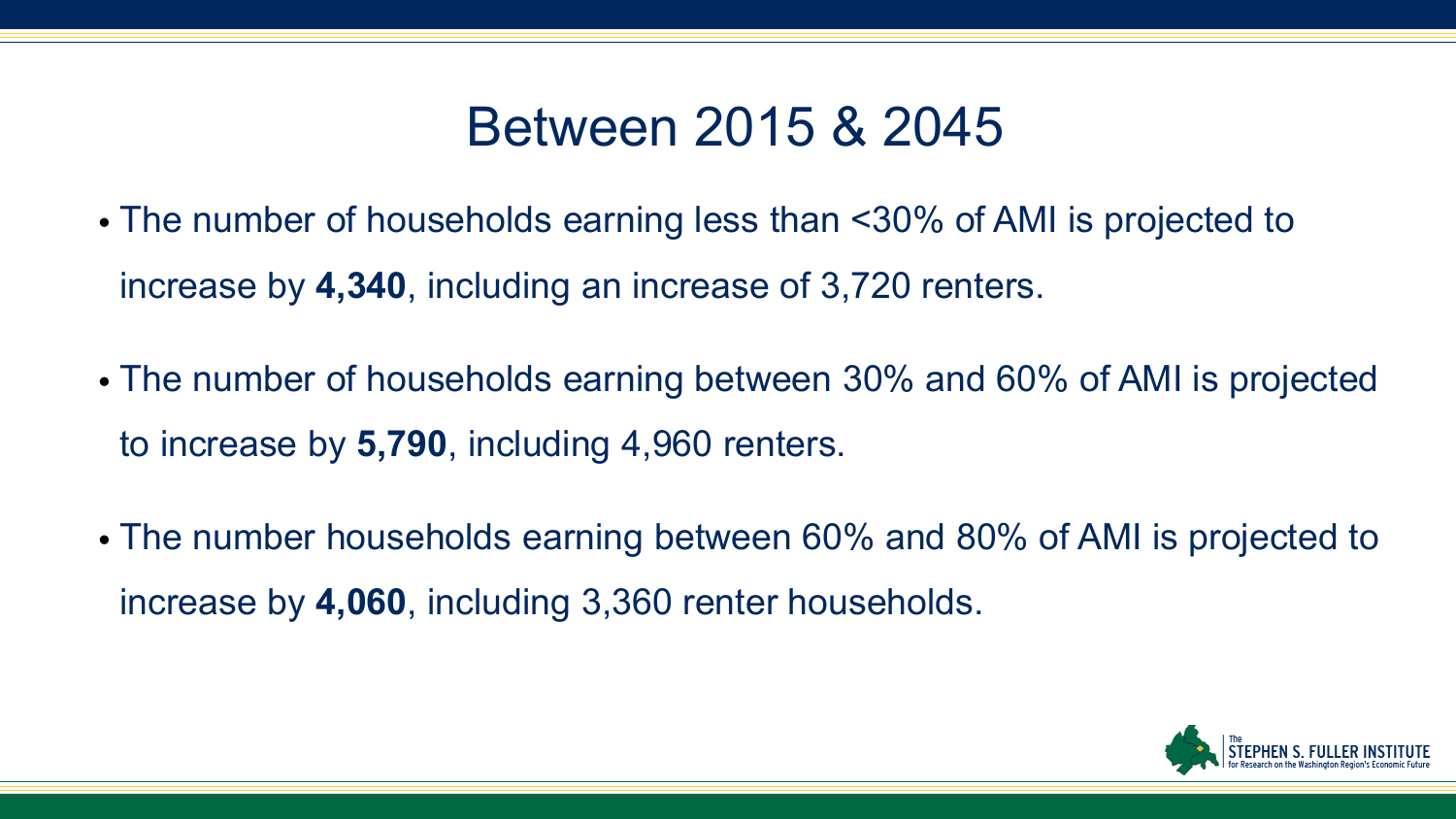# Between 2015 & 2045

- The number of households earning less than <30% of AMI is projected to increase by **4,340**, including an increase of 3,720 renters.
- The number of households earning between 30% and 60% of AMI is projected to increase by **5,790**, including 4,960 renters.
- The number households earning between 60% and 80% of AMI is projected to increase by **4,060**, including 3,360 renter households.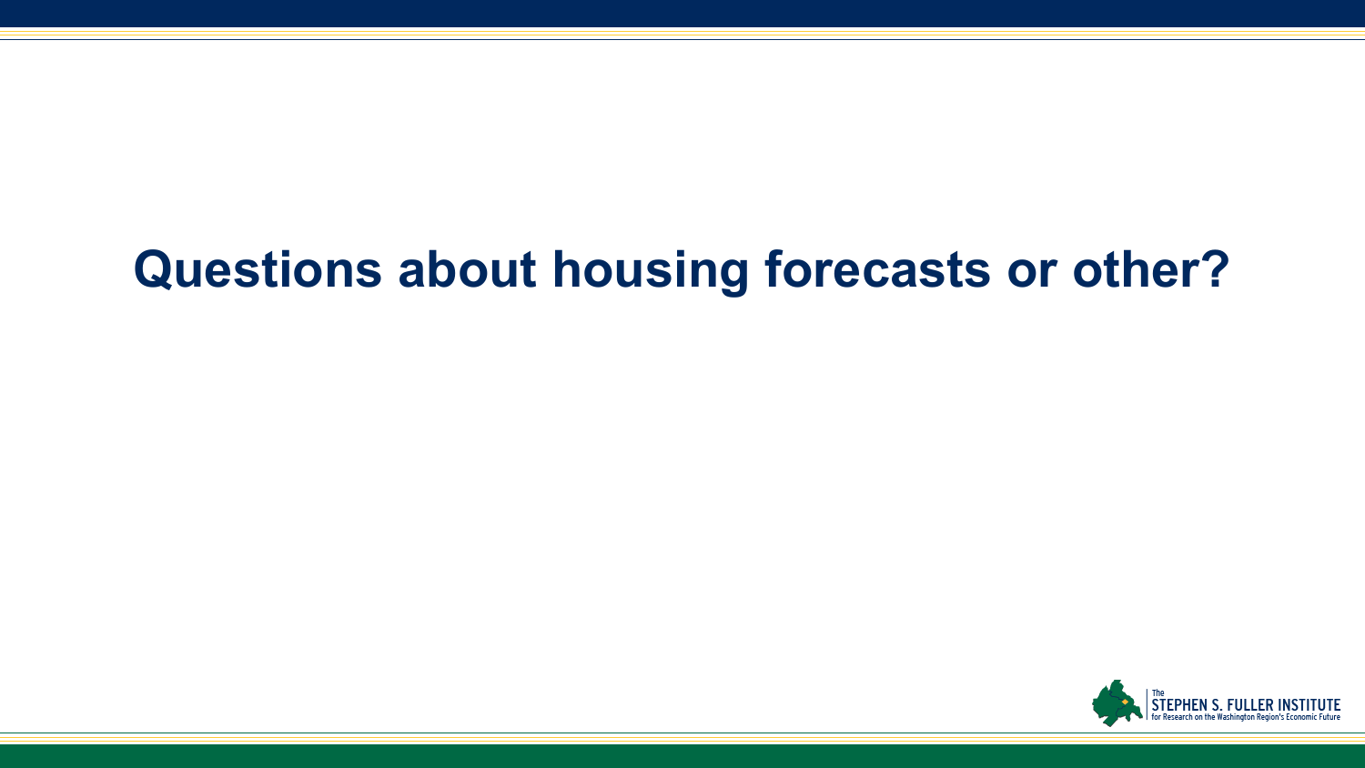# Questions about housing forecasts or other?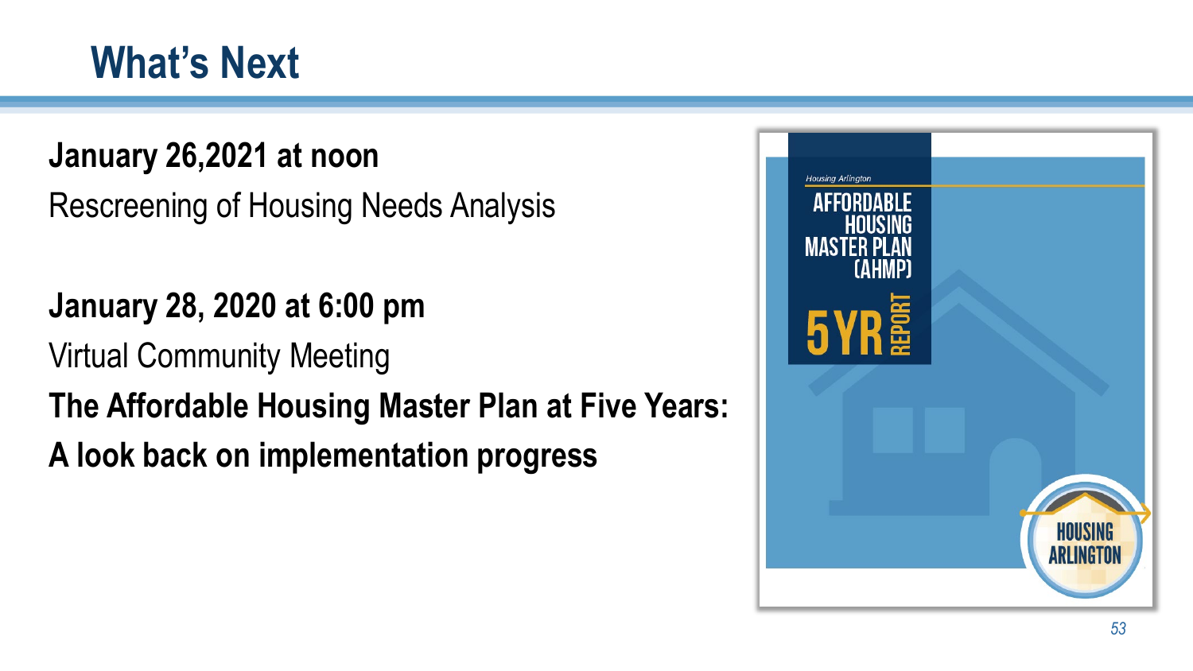# What's Next

**January 26,2021 at noon**

Rescreening of Housing Needs Analysis

**January 28, 2020 at 6:00 pm**

Virtual Community Meeting

**The Affordable Housing Master Plan at Five Years:**

**A look back on implementation progress**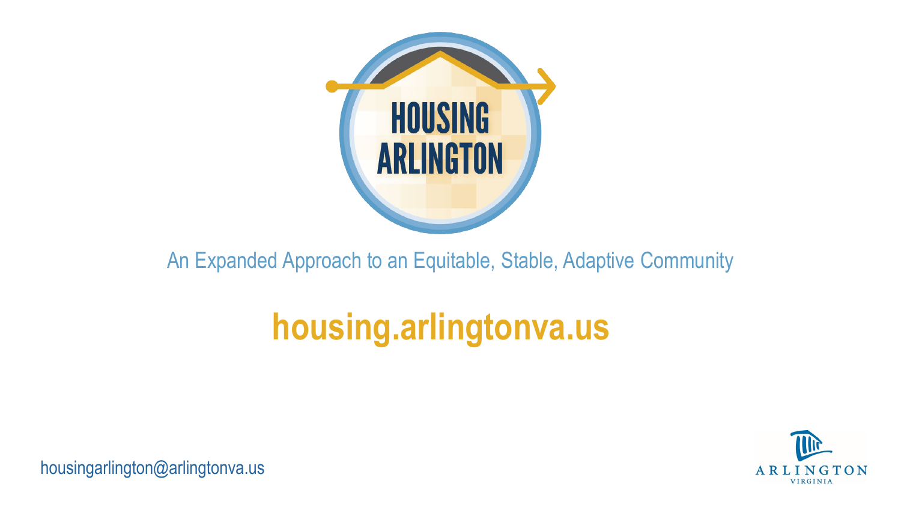# HOUSING ARLINGTON

An Expanded Approach to an Equitable, Stable, Adaptive Community

**housing.arlingtonva.us**

housingarlington@arlingtonva.us

ARLINGTON
VIRGINIA